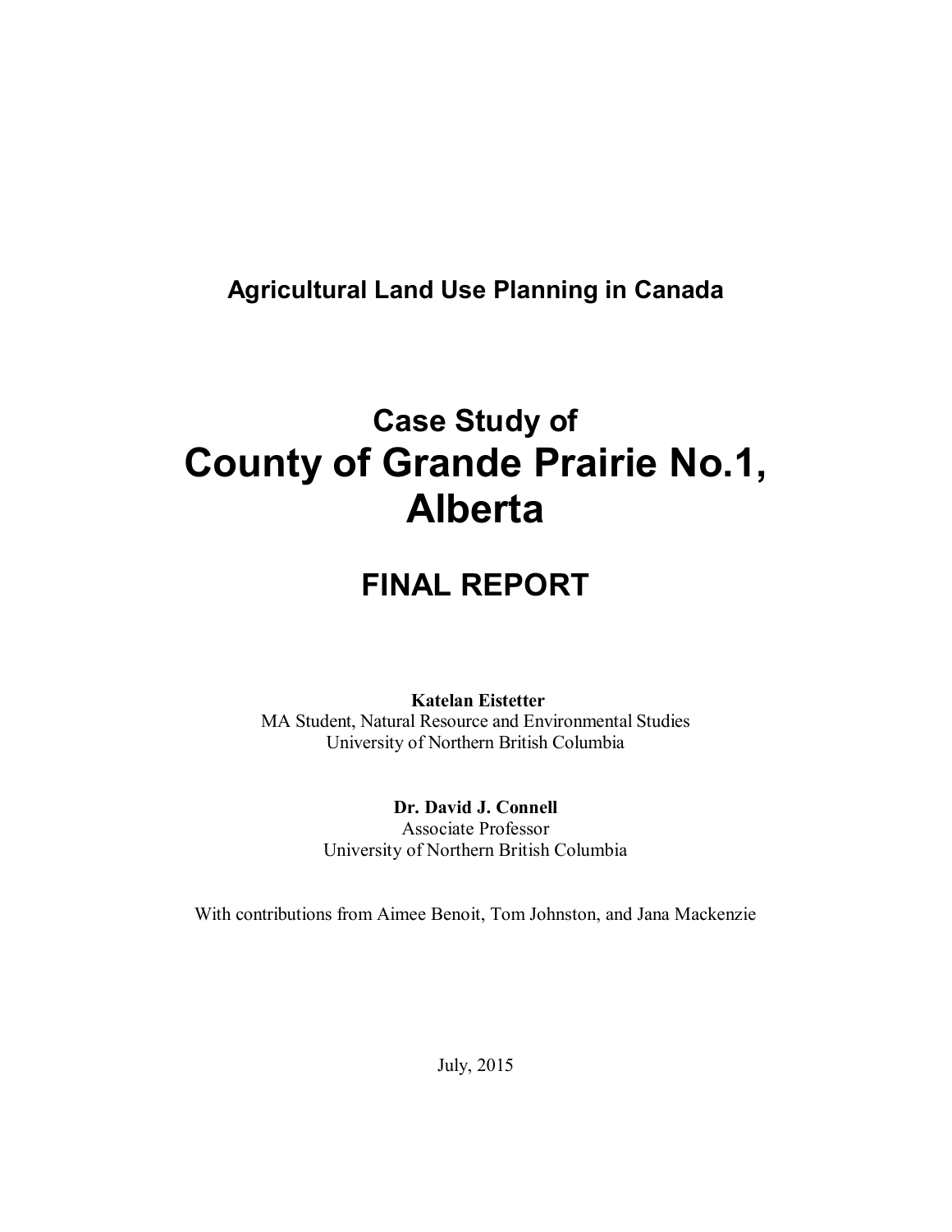**Agricultural Land Use Planning in Canada**

# Case Study of County of Grande Prairie No.1, Alberta

## FINAL REPORT

**Katelan Eistetter**
MA Student, Natural Resource and Environmental Studies
University of Northern British Columbia

**Dr. David J. Connell**
Associate Professor
University of Northern British Columbia

With contributions from Aimee Benoit, Tom Johnston, and Jana Mackenzie

July, 2015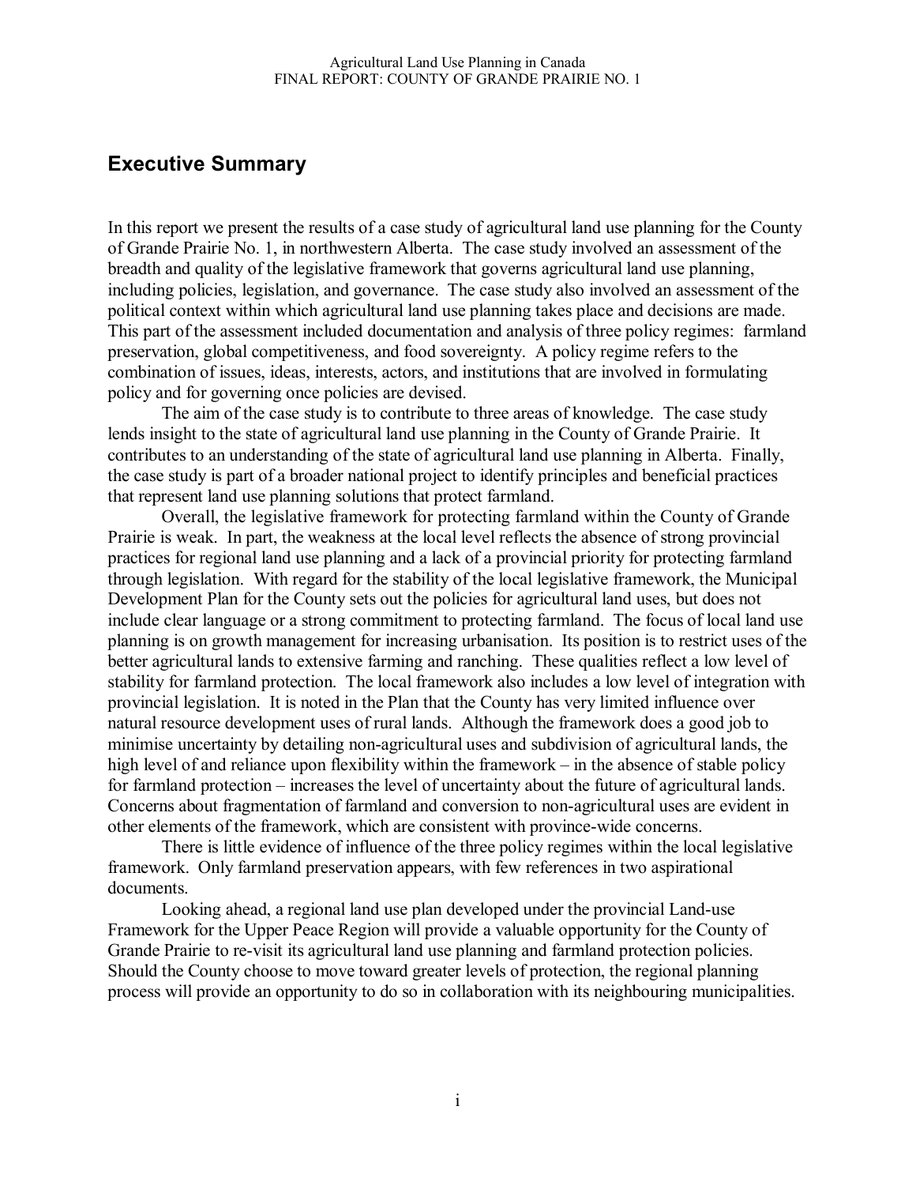## Executive Summary

In this report we present the results of a case study of agricultural land use planning for the County of Grande Prairie No. 1, in northwestern Alberta. The case study involved an assessment of the breadth and quality of the legislative framework that governs agricultural land use planning, including policies, legislation, and governance. The case study also involved an assessment of the political context within which agricultural land use planning takes place and decisions are made. This part of the assessment included documentation and analysis of three policy regimes: farmland preservation, global competitiveness, and food sovereignty. A policy regime refers to the combination of issues, ideas, interests, actors, and institutions that are involved in formulating policy and for governing once policies are devised.

The aim of the case study is to contribute to three areas of knowledge. The case study lends insight to the state of agricultural land use planning in the County of Grande Prairie. It contributes to an understanding of the state of agricultural land use planning in Alberta. Finally, the case study is part of a broader national project to identify principles and beneficial practices that represent land use planning solutions that protect farmland.

Overall, the legislative framework for protecting farmland within the County of Grande Prairie is weak. In part, the weakness at the local level reflects the absence of strong provincial practices for regional land use planning and a lack of a provincial priority for protecting farmland through legislation. With regard for the stability of the local legislative framework, the Municipal Development Plan for the County sets out the policies for agricultural land uses, but does not include clear language or a strong commitment to protecting farmland. The focus of local land use planning is on growth management for increasing urbanisation. Its position is to restrict uses of the better agricultural lands to extensive farming and ranching. These qualities reflect a low level of stability for farmland protection. The local framework also includes a low level of integration with provincial legislation. It is noted in the Plan that the County has very limited influence over natural resource development uses of rural lands. Although the framework does a good job to minimise uncertainty by detailing non-agricultural uses and subdivision of agricultural lands, the high level of and reliance upon flexibility within the framework – in the absence of stable policy for farmland protection – increases the level of uncertainty about the future of agricultural lands. Concerns about fragmentation of farmland and conversion to non-agricultural uses are evident in other elements of the framework, which are consistent with province-wide concerns.

There is little evidence of influence of the three policy regimes within the local legislative framework. Only farmland preservation appears, with few references in two aspirational documents.

Looking ahead, a regional land use plan developed under the provincial Land-use Framework for the Upper Peace Region will provide a valuable opportunity for the County of Grande Prairie to re-visit its agricultural land use planning and farmland protection policies. Should the County choose to move toward greater levels of protection, the regional planning process will provide an opportunity to do so in collaboration with its neighbouring municipalities.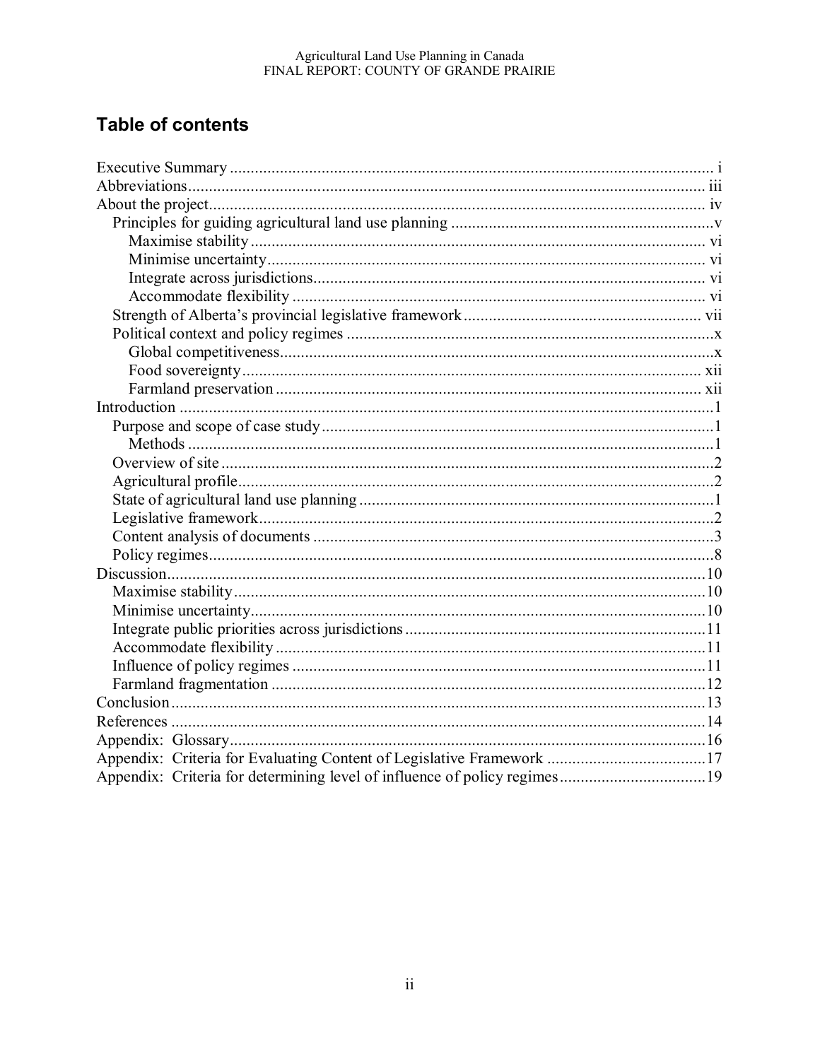## Table of contents

Executive Summary ........ i
Abbreviations ........ iii
About the project ........ iv
  Principles for guiding agricultural land use planning ........ v
    Maximise stability ........ vi
    Minimise uncertainty ........ vi
    Integrate across jurisdictions ........ vi
    Accommodate flexibility ........ vi
  Strength of Alberta's provincial legislative framework ........ vii
  Political context and policy regimes ........ x
    Global competitiveness ........ x
    Food sovereignty ........ xii
    Farmland preservation ........ xii
Introduction ........ 1
  Purpose and scope of case study ........ 1
    Methods ........ 1
  Overview of site ........ 2
  Agricultural profile ........ 2
  State of agricultural land use planning ........ 1
  Legislative framework ........ 2
  Content analysis of documents ........ 3
  Policy regimes ........ 8
Discussion ........ 10
  Maximise stability ........ 10
  Minimise uncertainty ........ 10
  Integrate public priorities across jurisdictions ........ 11
  Accommodate flexibility ........ 11
  Influence of policy regimes ........ 11
  Farmland fragmentation ........ 12
Conclusion ........ 13
References ........ 14
Appendix: Glossary ........ 16
Appendix: Criteria for Evaluating Content of Legislative Framework ........ 17
Appendix: Criteria for determining level of influence of policy regimes ........ 19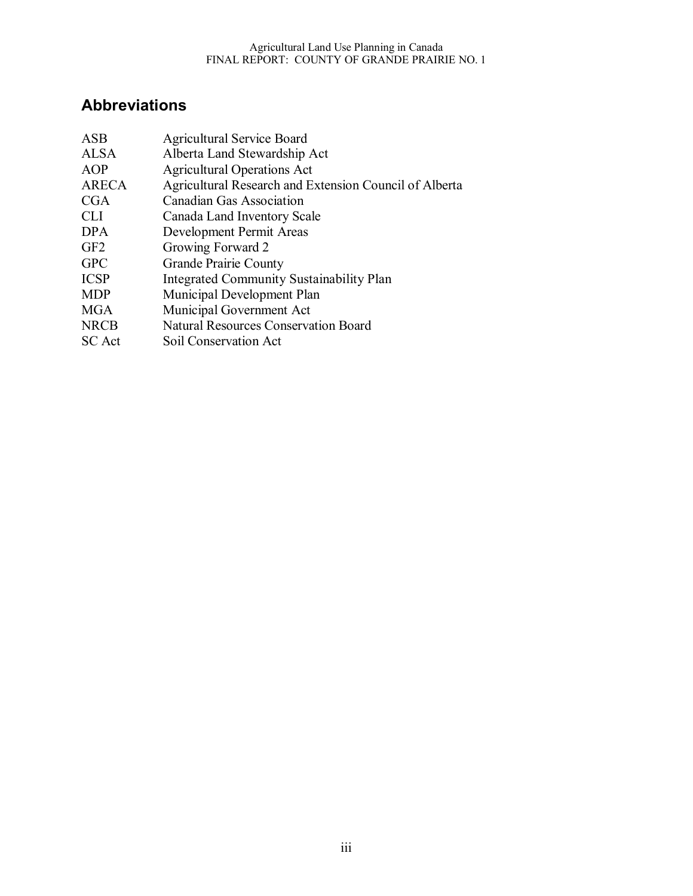## Abbreviations

| | |
|---|---|
| ASB | Agricultural Service Board |
| ALSA | Alberta Land Stewardship Act |
| AOP | Agricultural Operations Act |
| ARECA | Agricultural Research and Extension Council of Alberta |
| CGA | Canadian Gas Association |
| CLI | Canada Land Inventory Scale |
| DPA | Development Permit Areas |
| GF2 | Growing Forward 2 |
| GPC | Grande Prairie County |
| ICSP | Integrated Community Sustainability Plan |
| MDP | Municipal Development Plan |
| MGA | Municipal Government Act |
| NRCB | Natural Resources Conservation Board |
| SC Act | Soil Conservation Act |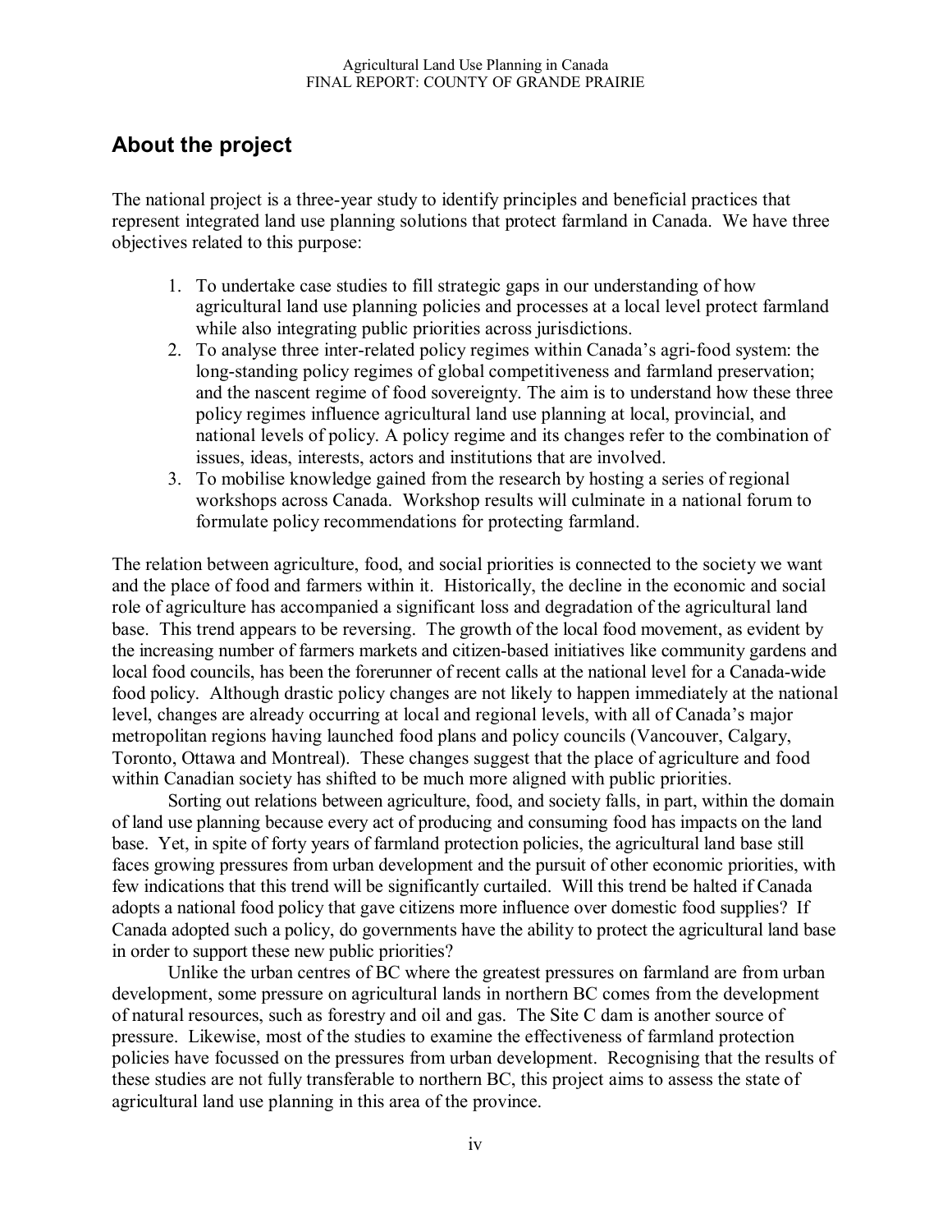## About the project

The national project is a three-year study to identify principles and beneficial practices that represent integrated land use planning solutions that protect farmland in Canada. We have three objectives related to this purpose:

1. To undertake case studies to fill strategic gaps in our understanding of how agricultural land use planning policies and processes at a local level protect farmland while also integrating public priorities across jurisdictions.
2. To analyse three inter-related policy regimes within Canada's agri-food system: the long-standing policy regimes of global competitiveness and farmland preservation; and the nascent regime of food sovereignty. The aim is to understand how these three policy regimes influence agricultural land use planning at local, provincial, and national levels of policy. A policy regime and its changes refer to the combination of issues, ideas, interests, actors and institutions that are involved.
3. To mobilise knowledge gained from the research by hosting a series of regional workshops across Canada. Workshop results will culminate in a national forum to formulate policy recommendations for protecting farmland.

The relation between agriculture, food, and social priorities is connected to the society we want and the place of food and farmers within it. Historically, the decline in the economic and social role of agriculture has accompanied a significant loss and degradation of the agricultural land base. This trend appears to be reversing. The growth of the local food movement, as evident by the increasing number of farmers markets and citizen-based initiatives like community gardens and local food councils, has been the forerunner of recent calls at the national level for a Canada-wide food policy. Although drastic policy changes are not likely to happen immediately at the national level, changes are already occurring at local and regional levels, with all of Canada's major metropolitan regions having launched food plans and policy councils (Vancouver, Calgary, Toronto, Ottawa and Montreal). These changes suggest that the place of agriculture and food within Canadian society has shifted to be much more aligned with public priorities.

Sorting out relations between agriculture, food, and society falls, in part, within the domain of land use planning because every act of producing and consuming food has impacts on the land base. Yet, in spite of forty years of farmland protection policies, the agricultural land base still faces growing pressures from urban development and the pursuit of other economic priorities, with few indications that this trend will be significantly curtailed. Will this trend be halted if Canada adopts a national food policy that gave citizens more influence over domestic food supplies? If Canada adopted such a policy, do governments have the ability to protect the agricultural land base in order to support these new public priorities?

Unlike the urban centres of BC where the greatest pressures on farmland are from urban development, some pressure on agricultural lands in northern BC comes from the development of natural resources, such as forestry and oil and gas. The Site C dam is another source of pressure. Likewise, most of the studies to examine the effectiveness of farmland protection policies have focussed on the pressures from urban development. Recognising that the results of these studies are not fully transferable to northern BC, this project aims to assess the state of agricultural land use planning in this area of the province.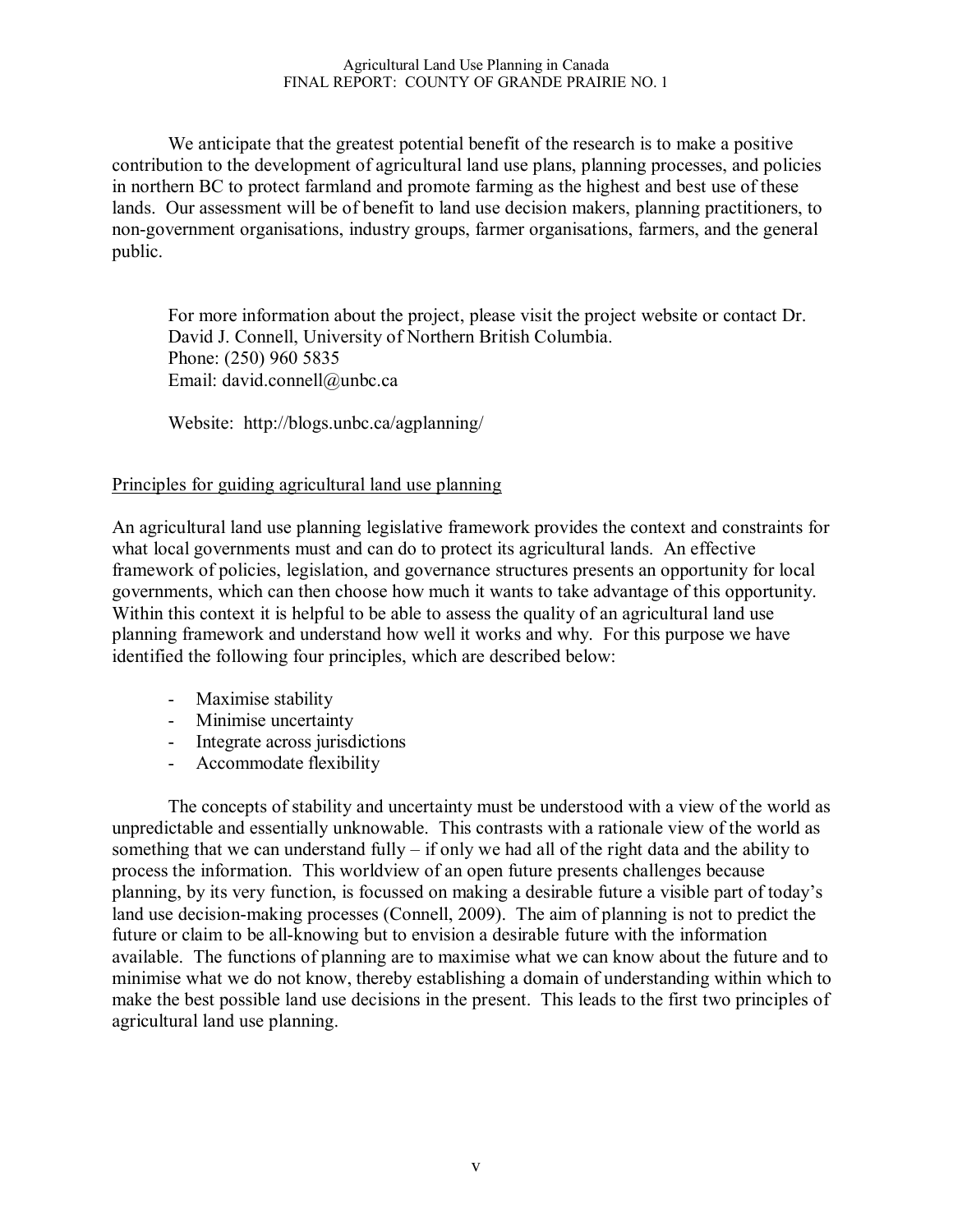We anticipate that the greatest potential benefit of the research is to make a positive contribution to the development of agricultural land use plans, planning processes, and policies in northern BC to protect farmland and promote farming as the highest and best use of these lands. Our assessment will be of benefit to land use decision makers, planning practitioners, to non-government organisations, industry groups, farmer organisations, farmers, and the general public.

For more information about the project, please visit the project website or contact Dr. David J. Connell, University of Northern British Columbia.
Phone: (250) 960 5835
Email: david.connell@unbc.ca

Website: http://blogs.unbc.ca/agplanning/

## Principles for guiding agricultural land use planning

An agricultural land use planning legislative framework provides the context and constraints for what local governments must and can do to protect its agricultural lands. An effective framework of policies, legislation, and governance structures presents an opportunity for local governments, which can then choose how much it wants to take advantage of this opportunity. Within this context it is helpful to be able to assess the quality of an agricultural land use planning framework and understand how well it works and why. For this purpose we have identified the following four principles, which are described below:

- Maximise stability
- Minimise uncertainty
- Integrate across jurisdictions
- Accommodate flexibility

The concepts of stability and uncertainty must be understood with a view of the world as unpredictable and essentially unknowable. This contrasts with a rationale view of the world as something that we can understand fully – if only we had all of the right data and the ability to process the information. This worldview of an open future presents challenges because planning, by its very function, is focussed on making a desirable future a visible part of today's land use decision-making processes (Connell, 2009). The aim of planning is not to predict the future or claim to be all-knowing but to envision a desirable future with the information available. The functions of planning are to maximise what we can know about the future and to minimise what we do not know, thereby establishing a domain of understanding within which to make the best possible land use decisions in the present. This leads to the first two principles of agricultural land use planning.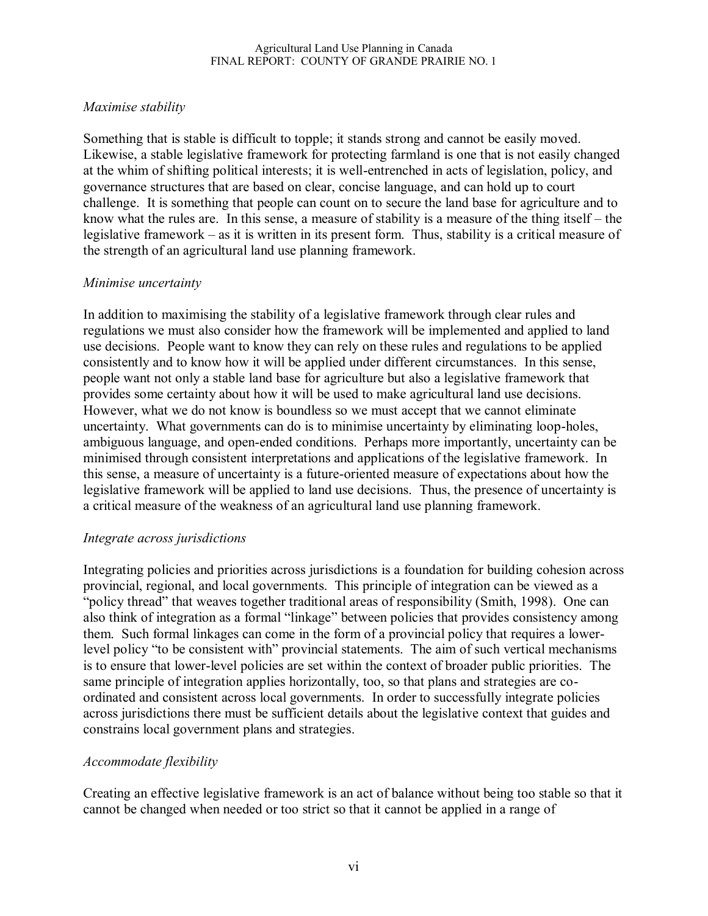*Maximise stability*

Something that is stable is difficult to topple; it stands strong and cannot be easily moved. Likewise, a stable legislative framework for protecting farmland is one that is not easily changed at the whim of shifting political interests; it is well-entrenched in acts of legislation, policy, and governance structures that are based on clear, concise language, and can hold up to court challenge. It is something that people can count on to secure the land base for agriculture and to know what the rules are. In this sense, a measure of stability is a measure of the thing itself – the legislative framework – as it is written in its present form. Thus, stability is a critical measure of the strength of an agricultural land use planning framework.

*Minimise uncertainty*

In addition to maximising the stability of a legislative framework through clear rules and regulations we must also consider how the framework will be implemented and applied to land use decisions. People want to know they can rely on these rules and regulations to be applied consistently and to know how it will be applied under different circumstances. In this sense, people want not only a stable land base for agriculture but also a legislative framework that provides some certainty about how it will be used to make agricultural land use decisions. However, what we do not know is boundless so we must accept that we cannot eliminate uncertainty. What governments can do is to minimise uncertainty by eliminating loop-holes, ambiguous language, and open-ended conditions. Perhaps more importantly, uncertainty can be minimised through consistent interpretations and applications of the legislative framework. In this sense, a measure of uncertainty is a future-oriented measure of expectations about how the legislative framework will be applied to land use decisions. Thus, the presence of uncertainty is a critical measure of the weakness of an agricultural land use planning framework.

*Integrate across jurisdictions*

Integrating policies and priorities across jurisdictions is a foundation for building cohesion across provincial, regional, and local governments. This principle of integration can be viewed as a "policy thread" that weaves together traditional areas of responsibility (Smith, 1998). One can also think of integration as a formal "linkage" between policies that provides consistency among them. Such formal linkages can come in the form of a provincial policy that requires a lower-level policy "to be consistent with" provincial statements. The aim of such vertical mechanisms is to ensure that lower-level policies are set within the context of broader public priorities. The same principle of integration applies horizontally, too, so that plans and strategies are co-ordinated and consistent across local governments. In order to successfully integrate policies across jurisdictions there must be sufficient details about the legislative context that guides and constrains local government plans and strategies.

*Accommodate flexibility*

Creating an effective legislative framework is an act of balance without being too stable so that it cannot be changed when needed or too strict so that it cannot be applied in a range of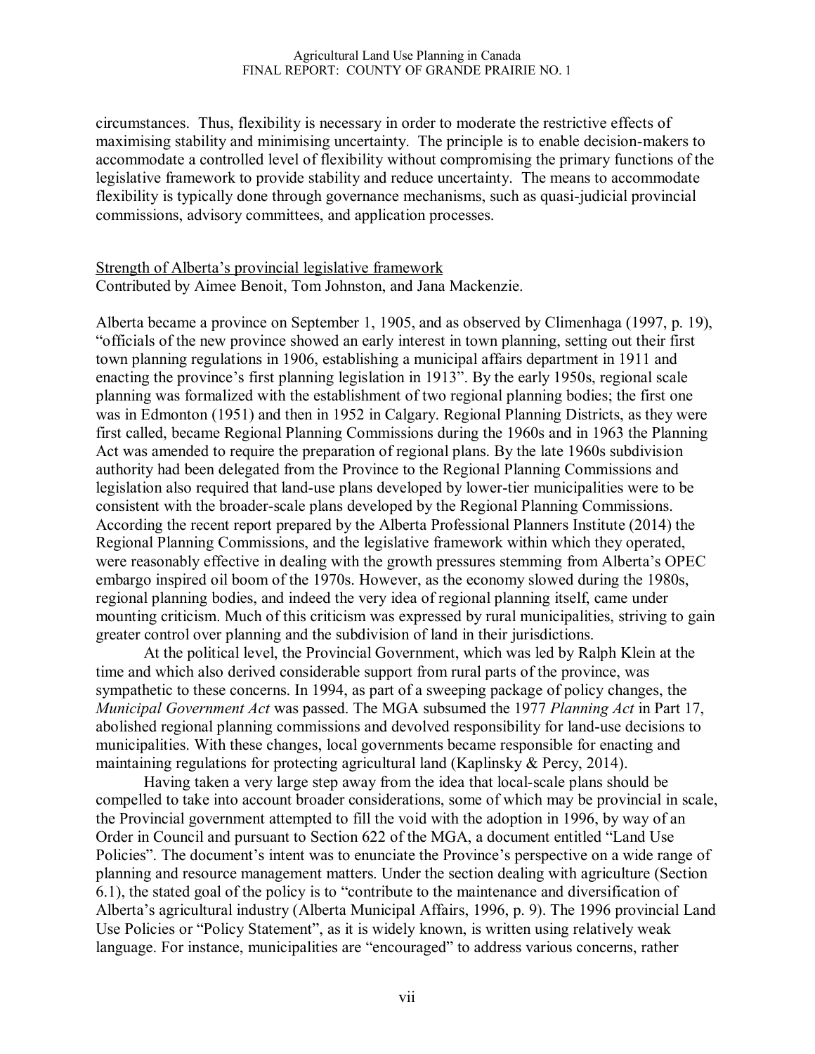circumstances. Thus, flexibility is necessary in order to moderate the restrictive effects of maximising stability and minimising uncertainty. The principle is to enable decision-makers to accommodate a controlled level of flexibility without compromising the primary functions of the legislative framework to provide stability and reduce uncertainty. The means to accommodate flexibility is typically done through governance mechanisms, such as quasi-judicial provincial commissions, advisory committees, and application processes.

## Strength of Alberta's provincial legislative framework

Contributed by Aimee Benoit, Tom Johnston, and Jana Mackenzie.

Alberta became a province on September 1, 1905, and as observed by Climenhaga (1997, p. 19), "officials of the new province showed an early interest in town planning, setting out their first town planning regulations in 1906, establishing a municipal affairs department in 1911 and enacting the province's first planning legislation in 1913". By the early 1950s, regional scale planning was formalized with the establishment of two regional planning bodies; the first one was in Edmonton (1951) and then in 1952 in Calgary. Regional Planning Districts, as they were first called, became Regional Planning Commissions during the 1960s and in 1963 the Planning Act was amended to require the preparation of regional plans. By the late 1960s subdivision authority had been delegated from the Province to the Regional Planning Commissions and legislation also required that land-use plans developed by lower-tier municipalities were to be consistent with the broader-scale plans developed by the Regional Planning Commissions. According the recent report prepared by the Alberta Professional Planners Institute (2014) the Regional Planning Commissions, and the legislative framework within which they operated, were reasonably effective in dealing with the growth pressures stemming from Alberta's OPEC embargo inspired oil boom of the 1970s. However, as the economy slowed during the 1980s, regional planning bodies, and indeed the very idea of regional planning itself, came under mounting criticism. Much of this criticism was expressed by rural municipalities, striving to gain greater control over planning and the subdivision of land in their jurisdictions.

At the political level, the Provincial Government, which was led by Ralph Klein at the time and which also derived considerable support from rural parts of the province, was sympathetic to these concerns. In 1994, as part of a sweeping package of policy changes, the *Municipal Government Act* was passed. The MGA subsumed the 1977 *Planning Act* in Part 17, abolished regional planning commissions and devolved responsibility for land-use decisions to municipalities. With these changes, local governments became responsible for enacting and maintaining regulations for protecting agricultural land (Kaplinsky & Percy, 2014).

Having taken a very large step away from the idea that local-scale plans should be compelled to take into account broader considerations, some of which may be provincial in scale, the Provincial government attempted to fill the void with the adoption in 1996, by way of an Order in Council and pursuant to Section 622 of the MGA, a document entitled "Land Use Policies". The document's intent was to enunciate the Province's perspective on a wide range of planning and resource management matters. Under the section dealing with agriculture (Section 6.1), the stated goal of the policy is to "contribute to the maintenance and diversification of Alberta's agricultural industry (Alberta Municipal Affairs, 1996, p. 9). The 1996 provincial Land Use Policies or "Policy Statement", as it is widely known, is written using relatively weak language. For instance, municipalities are "encouraged" to address various concerns, rather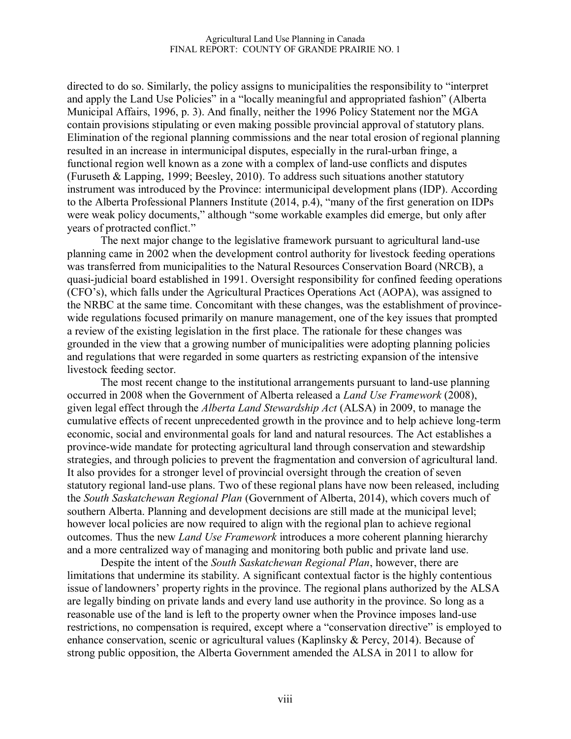directed to do so. Similarly, the policy assigns to municipalities the responsibility to "interpret and apply the Land Use Policies" in a "locally meaningful and appropriated fashion" (Alberta Municipal Affairs, 1996, p. 3). And finally, neither the 1996 Policy Statement nor the MGA contain provisions stipulating or even making possible provincial approval of statutory plans. Elimination of the regional planning commissions and the near total erosion of regional planning resulted in an increase in intermunicipal disputes, especially in the rural-urban fringe, a functional region well known as a zone with a complex of land-use conflicts and disputes (Furuseth & Lapping, 1999; Beesley, 2010). To address such situations another statutory instrument was introduced by the Province: intermunicipal development plans (IDP). According to the Alberta Professional Planners Institute (2014, p.4), "many of the first generation on IDPs were weak policy documents," although "some workable examples did emerge, but only after years of protracted conflict."

The next major change to the legislative framework pursuant to agricultural land-use planning came in 2002 when the development control authority for livestock feeding operations was transferred from municipalities to the Natural Resources Conservation Board (NRCB), a quasi-judicial board established in 1991. Oversight responsibility for confined feeding operations (CFO's), which falls under the Agricultural Practices Operations Act (AOPA), was assigned to the NRBC at the same time. Concomitant with these changes, was the establishment of province-wide regulations focused primarily on manure management, one of the key issues that prompted a review of the existing legislation in the first place. The rationale for these changes was grounded in the view that a growing number of municipalities were adopting planning policies and regulations that were regarded in some quarters as restricting expansion of the intensive livestock feeding sector.

The most recent change to the institutional arrangements pursuant to land-use planning occurred in 2008 when the Government of Alberta released a *Land Use Framework* (2008), given legal effect through the *Alberta Land Stewardship Act* (ALSA) in 2009, to manage the cumulative effects of recent unprecedented growth in the province and to help achieve long-term economic, social and environmental goals for land and natural resources. The Act establishes a province-wide mandate for protecting agricultural land through conservation and stewardship strategies, and through policies to prevent the fragmentation and conversion of agricultural land. It also provides for a stronger level of provincial oversight through the creation of seven statutory regional land-use plans. Two of these regional plans have now been released, including the *South Saskatchewan Regional Plan* (Government of Alberta, 2014), which covers much of southern Alberta. Planning and development decisions are still made at the municipal level; however local policies are now required to align with the regional plan to achieve regional outcomes. Thus the new *Land Use Framework* introduces a more coherent planning hierarchy and a more centralized way of managing and monitoring both public and private land use.

Despite the intent of the *South Saskatchewan Regional Plan*, however, there are limitations that undermine its stability. A significant contextual factor is the highly contentious issue of landowners' property rights in the province. The regional plans authorized by the ALSA are legally binding on private lands and every land use authority in the province. So long as a reasonable use of the land is left to the property owner when the Province imposes land-use restrictions, no compensation is required, except where a "conservation directive" is employed to enhance conservation, scenic or agricultural values (Kaplinsky & Percy, 2014). Because of strong public opposition, the Alberta Government amended the ALSA in 2011 to allow for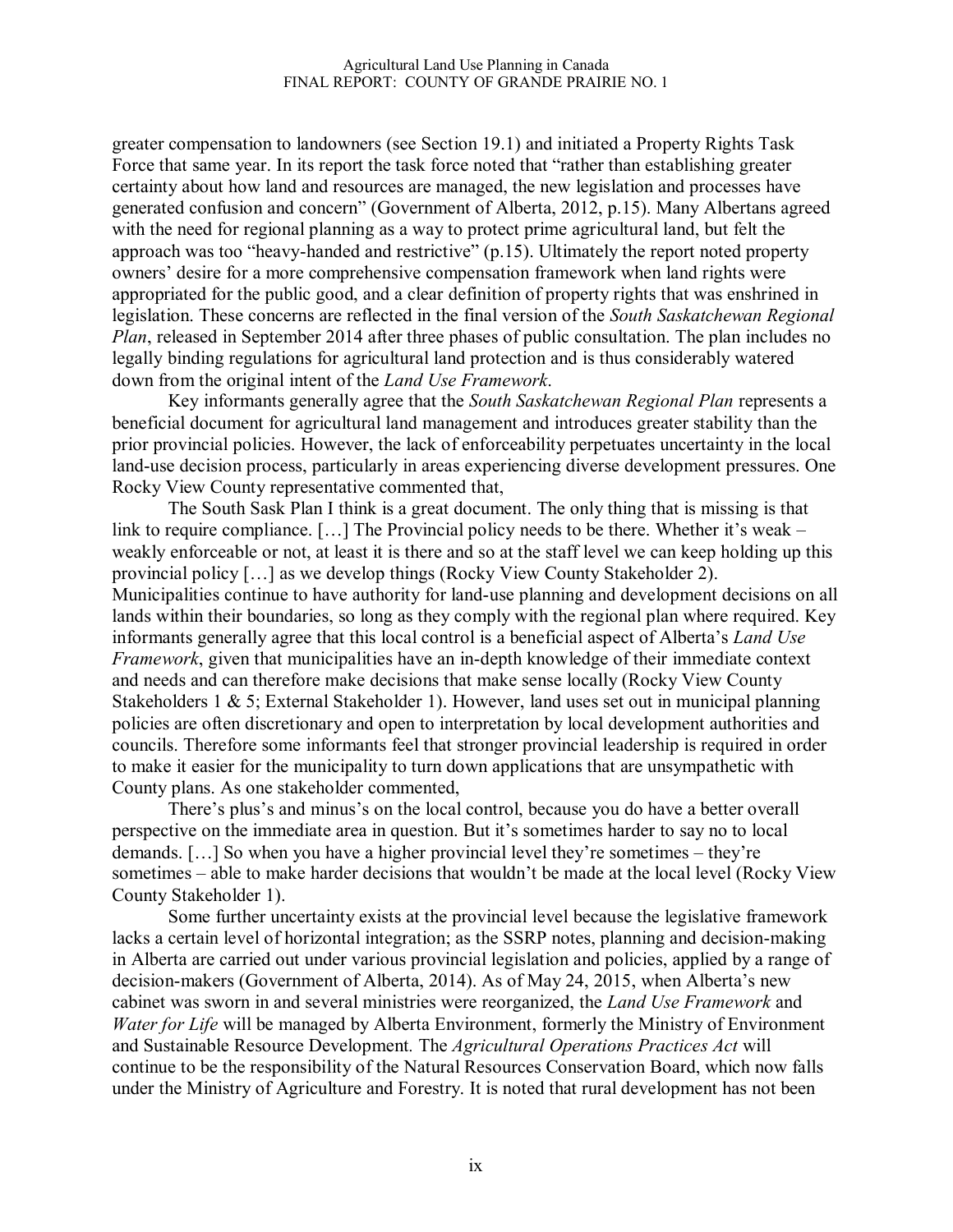greater compensation to landowners (see Section 19.1) and initiated a Property Rights Task Force that same year. In its report the task force noted that "rather than establishing greater certainty about how land and resources are managed, the new legislation and processes have generated confusion and concern" (Government of Alberta, 2012, p.15). Many Albertans agreed with the need for regional planning as a way to protect prime agricultural land, but felt the approach was too "heavy-handed and restrictive" (p.15). Ultimately the report noted property owners' desire for a more comprehensive compensation framework when land rights were appropriated for the public good, and a clear definition of property rights that was enshrined in legislation. These concerns are reflected in the final version of the *South Saskatchewan Regional Plan*, released in September 2014 after three phases of public consultation. The plan includes no legally binding regulations for agricultural land protection and is thus considerably watered down from the original intent of the *Land Use Framework*.

Key informants generally agree that the *South Saskatchewan Regional Plan* represents a beneficial document for agricultural land management and introduces greater stability than the prior provincial policies. However, the lack of enforceability perpetuates uncertainty in the local land-use decision process, particularly in areas experiencing diverse development pressures. One Rocky View County representative commented that,

> The South Sask Plan I think is a great document. The only thing that is missing is that link to require compliance. […] The Provincial policy needs to be there. Whether it's weak – weakly enforceable or not, at least it is there and so at the staff level we can keep holding up this provincial policy […] as we develop things (Rocky View County Stakeholder 2).

Municipalities continue to have authority for land-use planning and development decisions on all lands within their boundaries, so long as they comply with the regional plan where required. Key informants generally agree that this local control is a beneficial aspect of Alberta's *Land Use Framework*, given that municipalities have an in-depth knowledge of their immediate context and needs and can therefore make decisions that make sense locally (Rocky View County Stakeholders 1 & 5; External Stakeholder 1). However, land uses set out in municipal planning policies are often discretionary and open to interpretation by local development authorities and councils. Therefore some informants feel that stronger provincial leadership is required in order to make it easier for the municipality to turn down applications that are unsympathetic with County plans. As one stakeholder commented,

> There's plus's and minus's on the local control, because you do have a better overall perspective on the immediate area in question. But it's sometimes harder to say no to local demands. […] So when you have a higher provincial level they're sometimes – they're sometimes – able to make harder decisions that wouldn't be made at the local level (Rocky View County Stakeholder 1).

Some further uncertainty exists at the provincial level because the legislative framework lacks a certain level of horizontal integration; as the SSRP notes, planning and decision-making in Alberta are carried out under various provincial legislation and policies, applied by a range of decision-makers (Government of Alberta, 2014). As of May 24, 2015, when Alberta's new cabinet was sworn in and several ministries were reorganized, the *Land Use Framework* and *Water for Life* will be managed by Alberta Environment, formerly the Ministry of Environment and Sustainable Resource Development. The *Agricultural Operations Practices Act* will continue to be the responsibility of the Natural Resources Conservation Board, which now falls under the Ministry of Agriculture and Forestry. It is noted that rural development has not been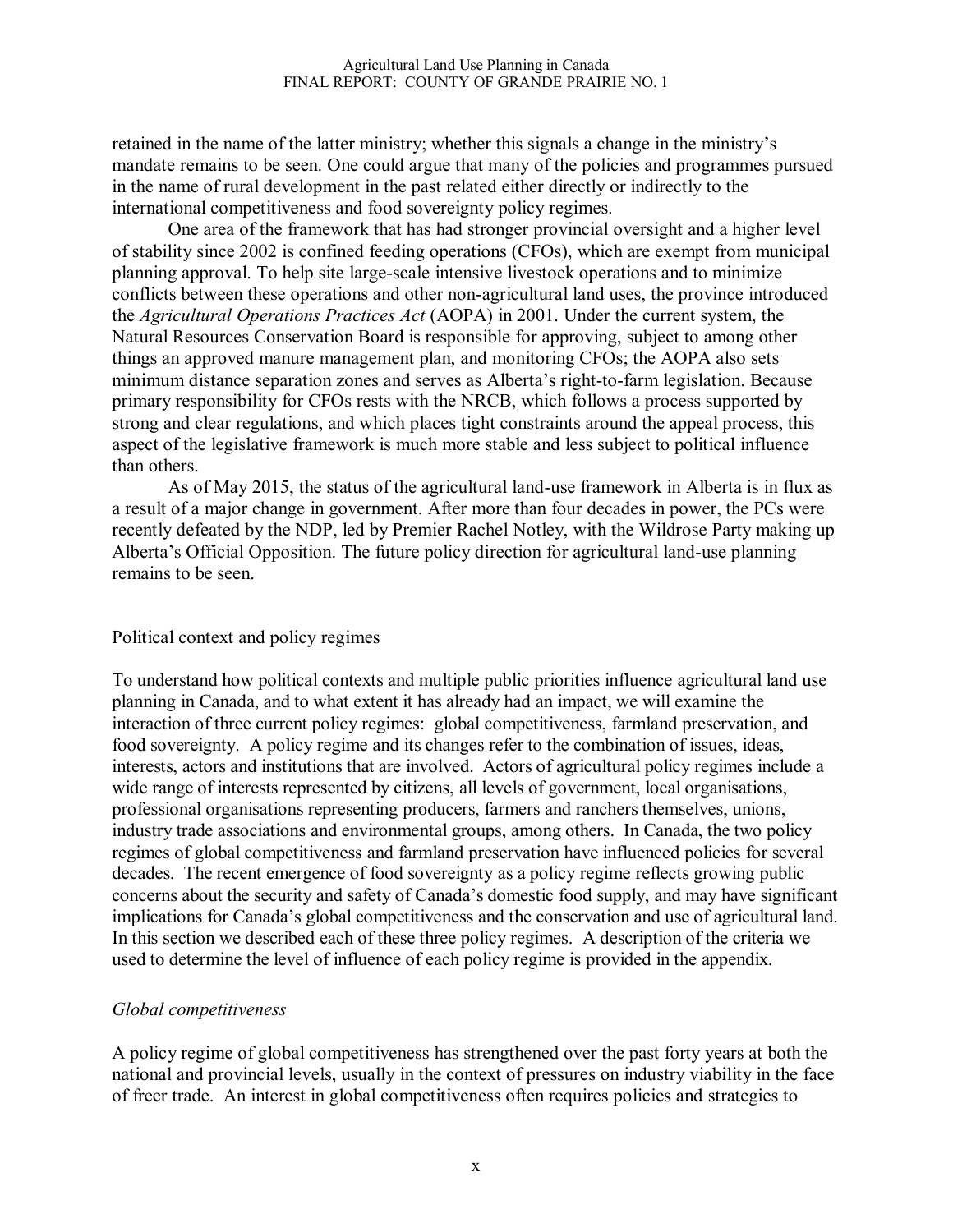retained in the name of the latter ministry; whether this signals a change in the ministry's mandate remains to be seen. One could argue that many of the policies and programmes pursued in the name of rural development in the past related either directly or indirectly to the international competitiveness and food sovereignty policy regimes.

One area of the framework that has had stronger provincial oversight and a higher level of stability since 2002 is confined feeding operations (CFOs), which are exempt from municipal planning approval. To help site large-scale intensive livestock operations and to minimize conflicts between these operations and other non-agricultural land uses, the province introduced the *Agricultural Operations Practices Act* (AOPA) in 2001. Under the current system, the Natural Resources Conservation Board is responsible for approving, subject to among other things an approved manure management plan, and monitoring CFOs; the AOPA also sets minimum distance separation zones and serves as Alberta's right-to-farm legislation. Because primary responsibility for CFOs rests with the NRCB, which follows a process supported by strong and clear regulations, and which places tight constraints around the appeal process, this aspect of the legislative framework is much more stable and less subject to political influence than others.

As of May 2015, the status of the agricultural land-use framework in Alberta is in flux as a result of a major change in government. After more than four decades in power, the PCs were recently defeated by the NDP, led by Premier Rachel Notley, with the Wildrose Party making up Alberta's Official Opposition. The future policy direction for agricultural land-use planning remains to be seen.

## Political context and policy regimes

To understand how political contexts and multiple public priorities influence agricultural land use planning in Canada, and to what extent it has already had an impact, we will examine the interaction of three current policy regimes: global competitiveness, farmland preservation, and food sovereignty. A policy regime and its changes refer to the combination of issues, ideas, interests, actors and institutions that are involved. Actors of agricultural policy regimes include a wide range of interests represented by citizens, all levels of government, local organisations, professional organisations representing producers, farmers and ranchers themselves, unions, industry trade associations and environmental groups, among others. In Canada, the two policy regimes of global competitiveness and farmland preservation have influenced policies for several decades. The recent emergence of food sovereignty as a policy regime reflects growing public concerns about the security and safety of Canada's domestic food supply, and may have significant implications for Canada's global competitiveness and the conservation and use of agricultural land. In this section we described each of these three policy regimes. A description of the criteria we used to determine the level of influence of each policy regime is provided in the appendix.

### *Global competitiveness*

A policy regime of global competitiveness has strengthened over the past forty years at both the national and provincial levels, usually in the context of pressures on industry viability in the face of freer trade. An interest in global competitiveness often requires policies and strategies to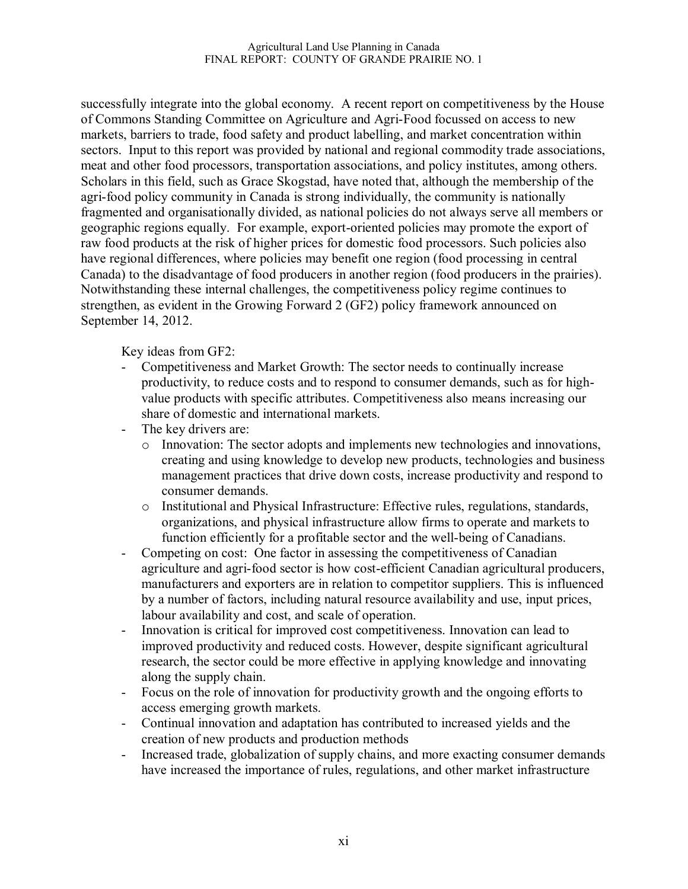successfully integrate into the global economy. A recent report on competitiveness by the House of Commons Standing Committee on Agriculture and Agri-Food focussed on access to new markets, barriers to trade, food safety and product labelling, and market concentration within sectors. Input to this report was provided by national and regional commodity trade associations, meat and other food processors, transportation associations, and policy institutes, among others. Scholars in this field, such as Grace Skogstad, have noted that, although the membership of the agri-food policy community in Canada is strong individually, the community is nationally fragmented and organisationally divided, as national policies do not always serve all members or geographic regions equally. For example, export-oriented policies may promote the export of raw food products at the risk of higher prices for domestic food processors. Such policies also have regional differences, where policies may benefit one region (food processing in central Canada) to the disadvantage of food producers in another region (food producers in the prairies). Notwithstanding these internal challenges, the competitiveness policy regime continues to strengthen, as evident in the Growing Forward 2 (GF2) policy framework announced on September 14, 2012.

Key ideas from GF2:

- Competitiveness and Market Growth: The sector needs to continually increase productivity, to reduce costs and to respond to consumer demands, such as for high-value products with specific attributes. Competitiveness also means increasing our share of domestic and international markets.
- The key drivers are:
  - Innovation: The sector adopts and implements new technologies and innovations, creating and using knowledge to develop new products, technologies and business management practices that drive down costs, increase productivity and respond to consumer demands.
  - Institutional and Physical Infrastructure: Effective rules, regulations, standards, organizations, and physical infrastructure allow firms to operate and markets to function efficiently for a profitable sector and the well-being of Canadians.
- Competing on cost: One factor in assessing the competitiveness of Canadian agriculture and agri-food sector is how cost-efficient Canadian agricultural producers, manufacturers and exporters are in relation to competitor suppliers. This is influenced by a number of factors, including natural resource availability and use, input prices, labour availability and cost, and scale of operation.
- Innovation is critical for improved cost competitiveness. Innovation can lead to improved productivity and reduced costs. However, despite significant agricultural research, the sector could be more effective in applying knowledge and innovating along the supply chain.
- Focus on the role of innovation for productivity growth and the ongoing efforts to access emerging growth markets.
- Continual innovation and adaptation has contributed to increased yields and the creation of new products and production methods
- Increased trade, globalization of supply chains, and more exacting consumer demands have increased the importance of rules, regulations, and other market infrastructure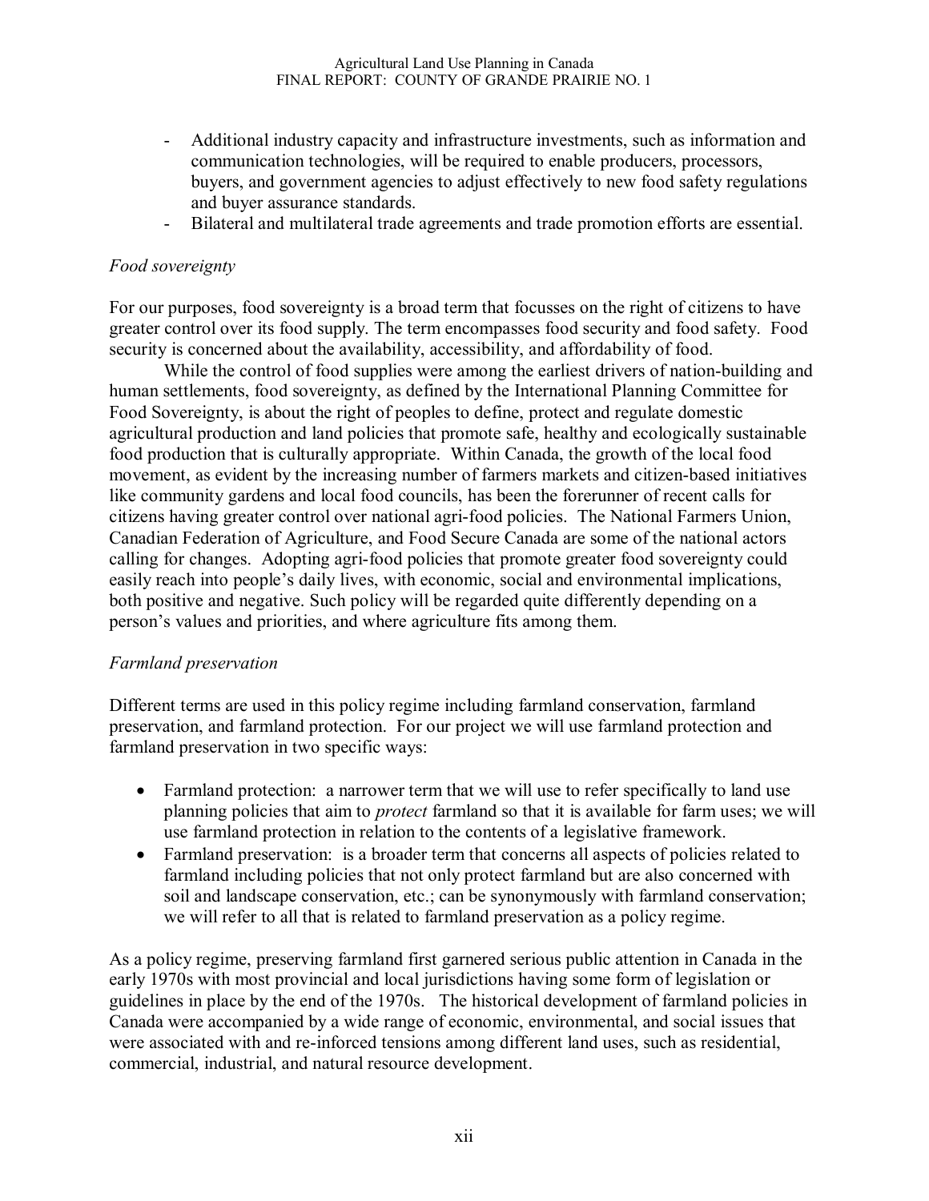- Additional industry capacity and infrastructure investments, such as information and communication technologies, will be required to enable producers, processors, buyers, and government agencies to adjust effectively to new food safety regulations and buyer assurance standards.
- Bilateral and multilateral trade agreements and trade promotion efforts are essential.

*Food sovereignty*

For our purposes, food sovereignty is a broad term that focusses on the right of citizens to have greater control over its food supply. The term encompasses food security and food safety. Food security is concerned about the availability, accessibility, and affordability of food.

While the control of food supplies were among the earliest drivers of nation-building and human settlements, food sovereignty, as defined by the International Planning Committee for Food Sovereignty, is about the right of peoples to define, protect and regulate domestic agricultural production and land policies that promote safe, healthy and ecologically sustainable food production that is culturally appropriate. Within Canada, the growth of the local food movement, as evident by the increasing number of farmers markets and citizen-based initiatives like community gardens and local food councils, has been the forerunner of recent calls for citizens having greater control over national agri-food policies. The National Farmers Union, Canadian Federation of Agriculture, and Food Secure Canada are some of the national actors calling for changes. Adopting agri-food policies that promote greater food sovereignty could easily reach into people's daily lives, with economic, social and environmental implications, both positive and negative. Such policy will be regarded quite differently depending on a person's values and priorities, and where agriculture fits among them.

*Farmland preservation*

Different terms are used in this policy regime including farmland conservation, farmland preservation, and farmland protection. For our project we will use farmland protection and farmland preservation in two specific ways:

- Farmland protection: a narrower term that we will use to refer specifically to land use planning policies that aim to *protect* farmland so that it is available for farm uses; we will use farmland protection in relation to the contents of a legislative framework.
- Farmland preservation: is a broader term that concerns all aspects of policies related to farmland including policies that not only protect farmland but are also concerned with soil and landscape conservation, etc.; can be synonymously with farmland conservation; we will refer to all that is related to farmland preservation as a policy regime.

As a policy regime, preserving farmland first garnered serious public attention in Canada in the early 1970s with most provincial and local jurisdictions having some form of legislation or guidelines in place by the end of the 1970s. The historical development of farmland policies in Canada were accompanied by a wide range of economic, environmental, and social issues that were associated with and re-inforced tensions among different land uses, such as residential, commercial, industrial, and natural resource development.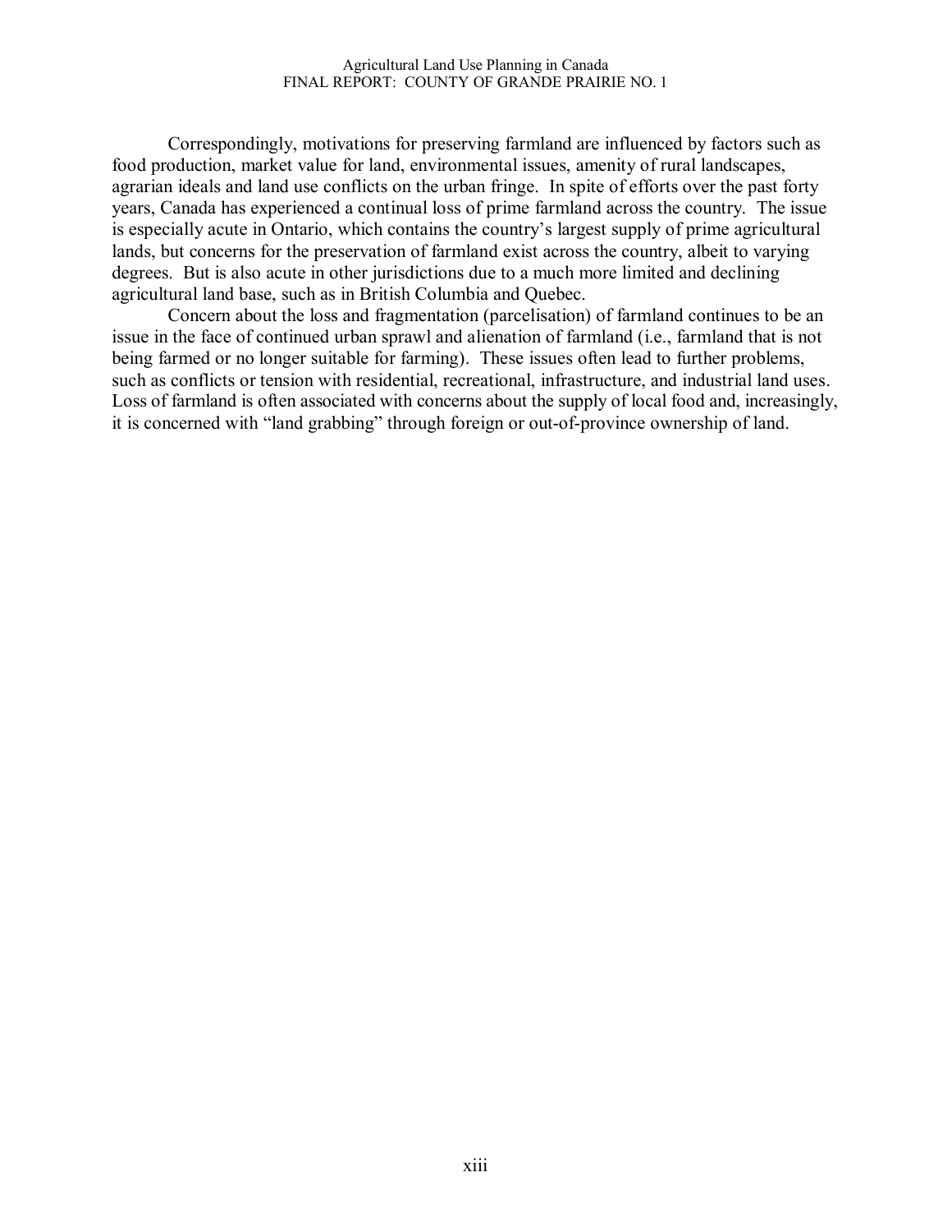Correspondingly, motivations for preserving farmland are influenced by factors such as food production, market value for land, environmental issues, amenity of rural landscapes, agrarian ideals and land use conflicts on the urban fringe. In spite of efforts over the past forty years, Canada has experienced a continual loss of prime farmland across the country. The issue is especially acute in Ontario, which contains the country's largest supply of prime agricultural lands, but concerns for the preservation of farmland exist across the country, albeit to varying degrees. But is also acute in other jurisdictions due to a much more limited and declining agricultural land base, such as in British Columbia and Quebec.

Concern about the loss and fragmentation (parcelisation) of farmland continues to be an issue in the face of continued urban sprawl and alienation of farmland (i.e., farmland that is not being farmed or no longer suitable for farming). These issues often lead to further problems, such as conflicts or tension with residential, recreational, infrastructure, and industrial land uses. Loss of farmland is often associated with concerns about the supply of local food and, increasingly, it is concerned with "land grabbing" through foreign or out-of-province ownership of land.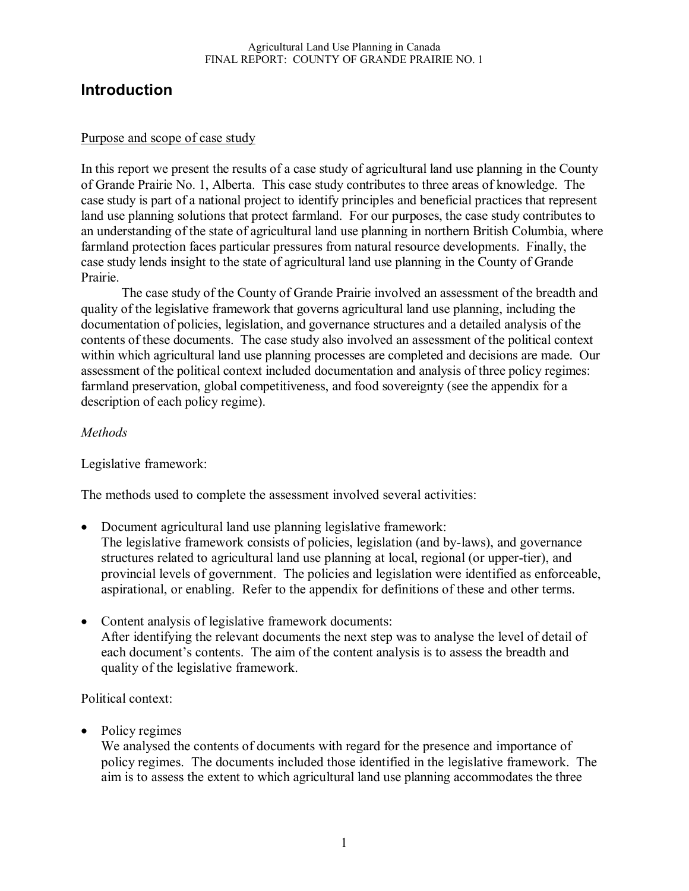# Introduction

<u>Purpose and scope of case study</u>

In this report we present the results of a case study of agricultural land use planning in the County of Grande Prairie No. 1, Alberta. This case study contributes to three areas of knowledge. The case study is part of a national project to identify principles and beneficial practices that represent land use planning solutions that protect farmland. For our purposes, the case study contributes to an understanding of the state of agricultural land use planning in northern British Columbia, where farmland protection faces particular pressures from natural resource developments. Finally, the case study lends insight to the state of agricultural land use planning in the County of Grande Prairie.

The case study of the County of Grande Prairie involved an assessment of the breadth and quality of the legislative framework that governs agricultural land use planning, including the documentation of policies, legislation, and governance structures and a detailed analysis of the contents of these documents. The case study also involved an assessment of the political context within which agricultural land use planning processes are completed and decisions are made. Our assessment of the political context included documentation and analysis of three policy regimes: farmland preservation, global competitiveness, and food sovereignty (see the appendix for a description of each policy regime).

*Methods*

Legislative framework:

The methods used to complete the assessment involved several activities:

- Document agricultural land use planning legislative framework:
  The legislative framework consists of policies, legislation (and by-laws), and governance structures related to agricultural land use planning at local, regional (or upper-tier), and provincial levels of government. The policies and legislation were identified as enforceable, aspirational, or enabling. Refer to the appendix for definitions of these and other terms.

- Content analysis of legislative framework documents:
  After identifying the relevant documents the next step was to analyse the level of detail of each document's contents. The aim of the content analysis is to assess the breadth and quality of the legislative framework.

Political context:

- Policy regimes
  We analysed the contents of documents with regard for the presence and importance of policy regimes. The documents included those identified in the legislative framework. The aim is to assess the extent to which agricultural land use planning accommodates the three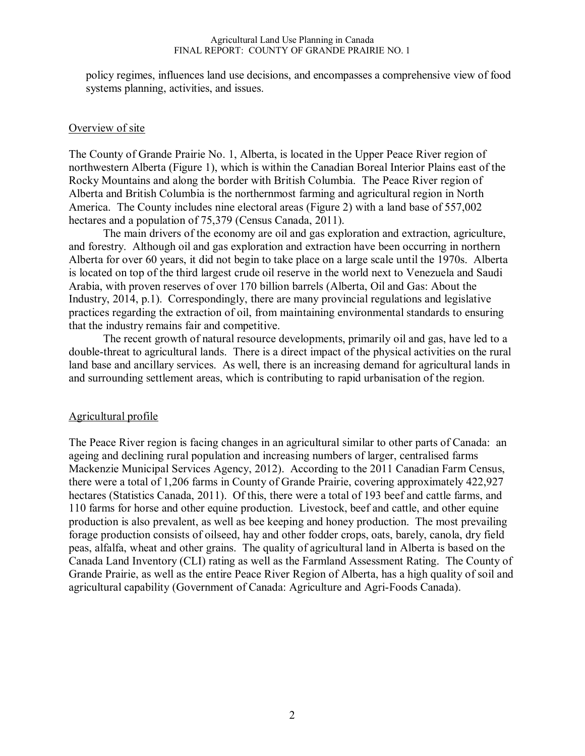policy regimes, influences land use decisions, and encompasses a comprehensive view of food systems planning, activities, and issues.

## Overview of site

The County of Grande Prairie No. 1, Alberta, is located in the Upper Peace River region of northwestern Alberta (Figure 1), which is within the Canadian Boreal Interior Plains east of the Rocky Mountains and along the border with British Columbia. The Peace River region of Alberta and British Columbia is the northernmost farming and agricultural region in North America. The County includes nine electoral areas (Figure 2) with a land base of 557,002 hectares and a population of 75,379 (Census Canada, 2011).

The main drivers of the economy are oil and gas exploration and extraction, agriculture, and forestry. Although oil and gas exploration and extraction have been occurring in northern Alberta for over 60 years, it did not begin to take place on a large scale until the 1970s. Alberta is located on top of the third largest crude oil reserve in the world next to Venezuela and Saudi Arabia, with proven reserves of over 170 billion barrels (Alberta, Oil and Gas: About the Industry, 2014, p.1). Correspondingly, there are many provincial regulations and legislative practices regarding the extraction of oil, from maintaining environmental standards to ensuring that the industry remains fair and competitive.

The recent growth of natural resource developments, primarily oil and gas, have led to a double-threat to agricultural lands. There is a direct impact of the physical activities on the rural land base and ancillary services. As well, there is an increasing demand for agricultural lands in and surrounding settlement areas, which is contributing to rapid urbanisation of the region.

## Agricultural profile

The Peace River region is facing changes in an agricultural similar to other parts of Canada: an ageing and declining rural population and increasing numbers of larger, centralised farms Mackenzie Municipal Services Agency, 2012). According to the 2011 Canadian Farm Census, there were a total of 1,206 farms in County of Grande Prairie, covering approximately 422,927 hectares (Statistics Canada, 2011). Of this, there were a total of 193 beef and cattle farms, and 110 farms for horse and other equine production. Livestock, beef and cattle, and other equine production is also prevalent, as well as bee keeping and honey production. The most prevailing forage production consists of oilseed, hay and other fodder crops, oats, barely, canola, dry field peas, alfalfa, wheat and other grains. The quality of agricultural land in Alberta is based on the Canada Land Inventory (CLI) rating as well as the Farmland Assessment Rating. The County of Grande Prairie, as well as the entire Peace River Region of Alberta, has a high quality of soil and agricultural capability (Government of Canada: Agriculture and Agri-Foods Canada).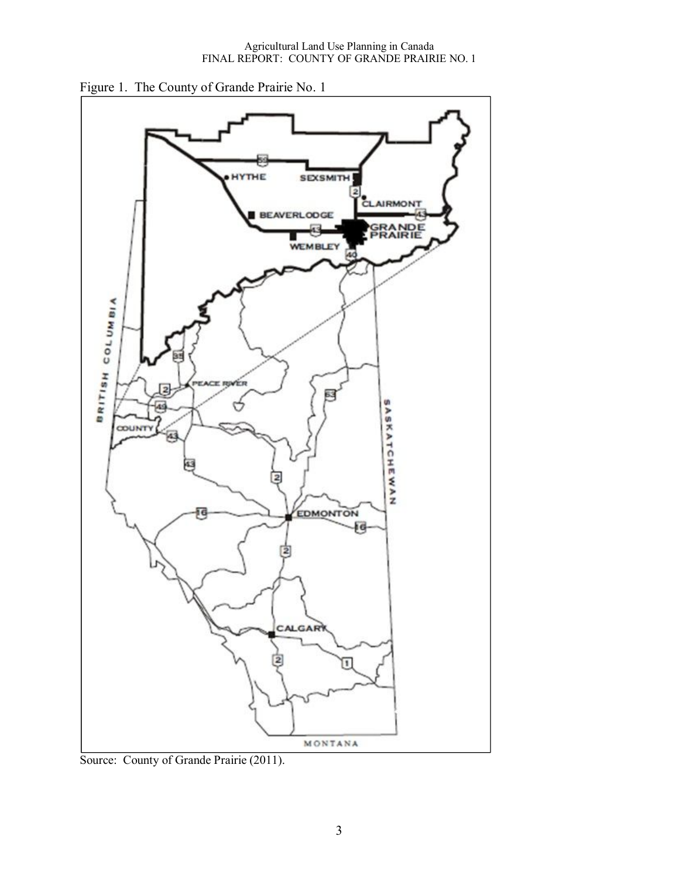Figure 1. The County of Grande Prairie No. 1

Source: County of Grande Prairie (2011).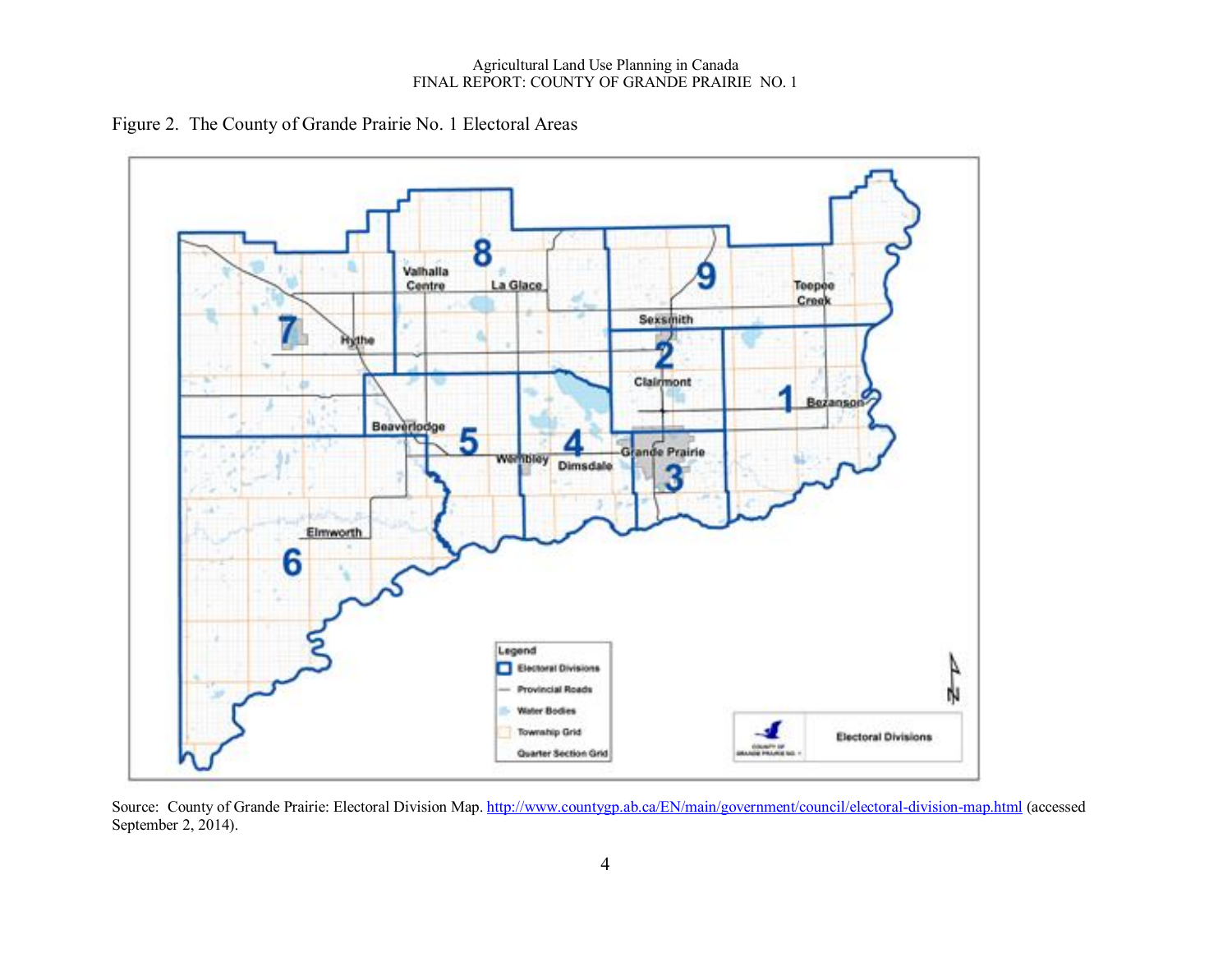Figure 2. The County of Grande Prairie No. 1 Electoral Areas

Source: County of Grande Prairie: Electoral Division Map. http://www.countygp.ab.ca/EN/main/government/council/electoral-division-map.html (accessed September 2, 2014).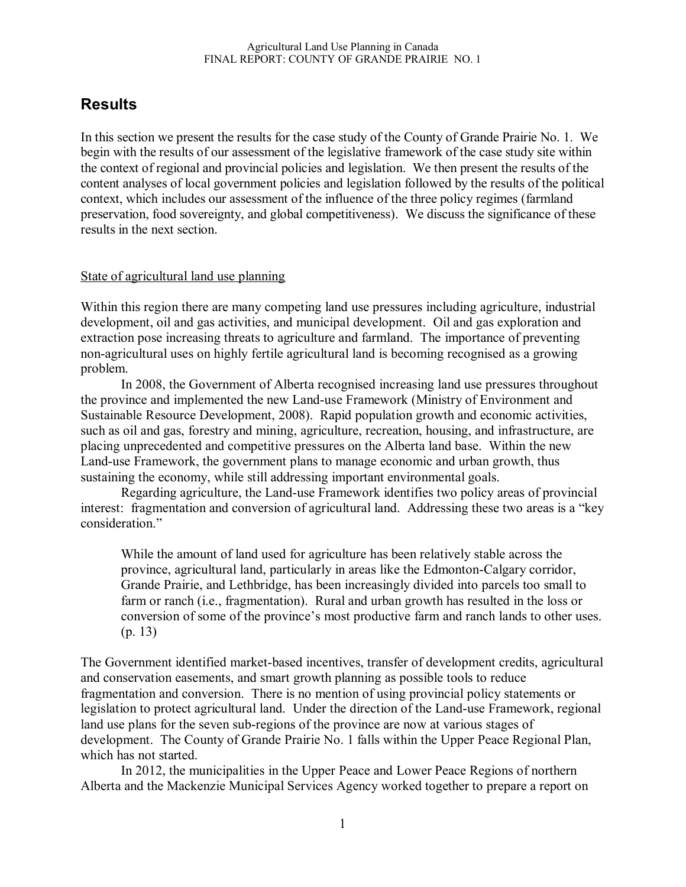# Results

In this section we present the results for the case study of the County of Grande Prairie No. 1. We begin with the results of our assessment of the legislative framework of the case study site within the context of regional and provincial policies and legislation. We then present the results of the content analyses of local government policies and legislation followed by the results of the political context, which includes our assessment of the influence of the three policy regimes (farmland preservation, food sovereignty, and global competitiveness). We discuss the significance of these results in the next section.

## State of agricultural land use planning

Within this region there are many competing land use pressures including agriculture, industrial development, oil and gas activities, and municipal development. Oil and gas exploration and extraction pose increasing threats to agriculture and farmland. The importance of preventing non-agricultural uses on highly fertile agricultural land is becoming recognised as a growing problem.

In 2008, the Government of Alberta recognised increasing land use pressures throughout the province and implemented the new Land-use Framework (Ministry of Environment and Sustainable Resource Development, 2008). Rapid population growth and economic activities, such as oil and gas, forestry and mining, agriculture, recreation, housing, and infrastructure, are placing unprecedented and competitive pressures on the Alberta land base. Within the new Land-use Framework, the government plans to manage economic and urban growth, thus sustaining the economy, while still addressing important environmental goals.

Regarding agriculture, the Land-use Framework identifies two policy areas of provincial interest: fragmentation and conversion of agricultural land. Addressing these two areas is a "key consideration."

> While the amount of land used for agriculture has been relatively stable across the province, agricultural land, particularly in areas like the Edmonton-Calgary corridor, Grande Prairie, and Lethbridge, has been increasingly divided into parcels too small to farm or ranch (i.e., fragmentation). Rural and urban growth has resulted in the loss or conversion of some of the province's most productive farm and ranch lands to other uses. (p. 13)

The Government identified market-based incentives, transfer of development credits, agricultural and conservation easements, and smart growth planning as possible tools to reduce fragmentation and conversion. There is no mention of using provincial policy statements or legislation to protect agricultural land. Under the direction of the Land-use Framework, regional land use plans for the seven sub-regions of the province are now at various stages of development. The County of Grande Prairie No. 1 falls within the Upper Peace Regional Plan, which has not started.

In 2012, the municipalities in the Upper Peace and Lower Peace Regions of northern Alberta and the Mackenzie Municipal Services Agency worked together to prepare a report on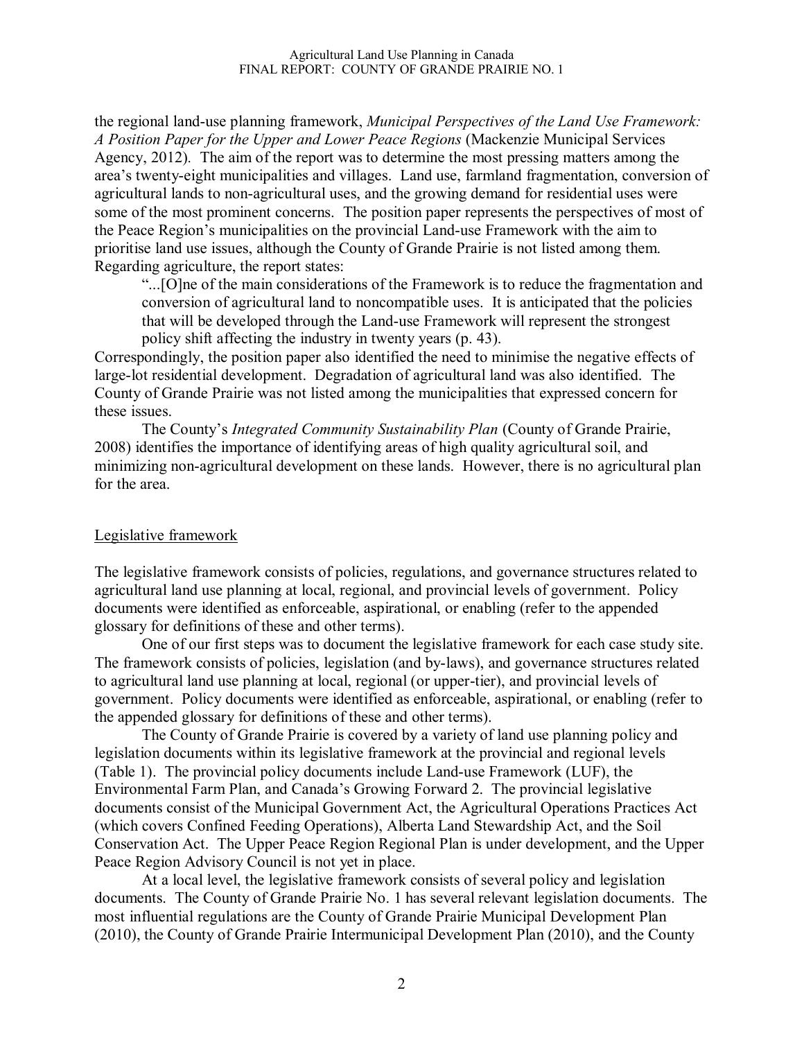the regional land-use planning framework, *Municipal Perspectives of the Land Use Framework: A Position Paper for the Upper and Lower Peace Regions* (Mackenzie Municipal Services Agency, 2012). The aim of the report was to determine the most pressing matters among the area's twenty-eight municipalities and villages. Land use, farmland fragmentation, conversion of agricultural lands to non-agricultural uses, and the growing demand for residential uses were some of the most prominent concerns. The position paper represents the perspectives of most of the Peace Region's municipalities on the provincial Land-use Framework with the aim to prioritise land use issues, although the County of Grande Prairie is not listed among them. Regarding agriculture, the report states:

> "...[O]ne of the main considerations of the Framework is to reduce the fragmentation and conversion of agricultural land to noncompatible uses. It is anticipated that the policies that will be developed through the Land-use Framework will represent the strongest policy shift affecting the industry in twenty years (p. 43).

Correspondingly, the position paper also identified the need to minimise the negative effects of large-lot residential development. Degradation of agricultural land was also identified. The County of Grande Prairie was not listed among the municipalities that expressed concern for these issues.

The County's *Integrated Community Sustainability Plan* (County of Grande Prairie, 2008) identifies the importance of identifying areas of high quality agricultural soil, and minimizing non-agricultural development on these lands. However, there is no agricultural plan for the area.

## Legislative framework

The legislative framework consists of policies, regulations, and governance structures related to agricultural land use planning at local, regional, and provincial levels of government. Policy documents were identified as enforceable, aspirational, or enabling (refer to the appended glossary for definitions of these and other terms).

One of our first steps was to document the legislative framework for each case study site. The framework consists of policies, legislation (and by-laws), and governance structures related to agricultural land use planning at local, regional (or upper-tier), and provincial levels of government. Policy documents were identified as enforceable, aspirational, or enabling (refer to the appended glossary for definitions of these and other terms).

The County of Grande Prairie is covered by a variety of land use planning policy and legislation documents within its legislative framework at the provincial and regional levels (Table 1). The provincial policy documents include Land-use Framework (LUF), the Environmental Farm Plan, and Canada's Growing Forward 2. The provincial legislative documents consist of the Municipal Government Act, the Agricultural Operations Practices Act (which covers Confined Feeding Operations), Alberta Land Stewardship Act, and the Soil Conservation Act. The Upper Peace Region Regional Plan is under development, and the Upper Peace Region Advisory Council is not yet in place.

At a local level, the legislative framework consists of several policy and legislation documents. The County of Grande Prairie No. 1 has several relevant legislation documents. The most influential regulations are the County of Grande Prairie Municipal Development Plan (2010), the County of Grande Prairie Intermunicipal Development Plan (2010), and the County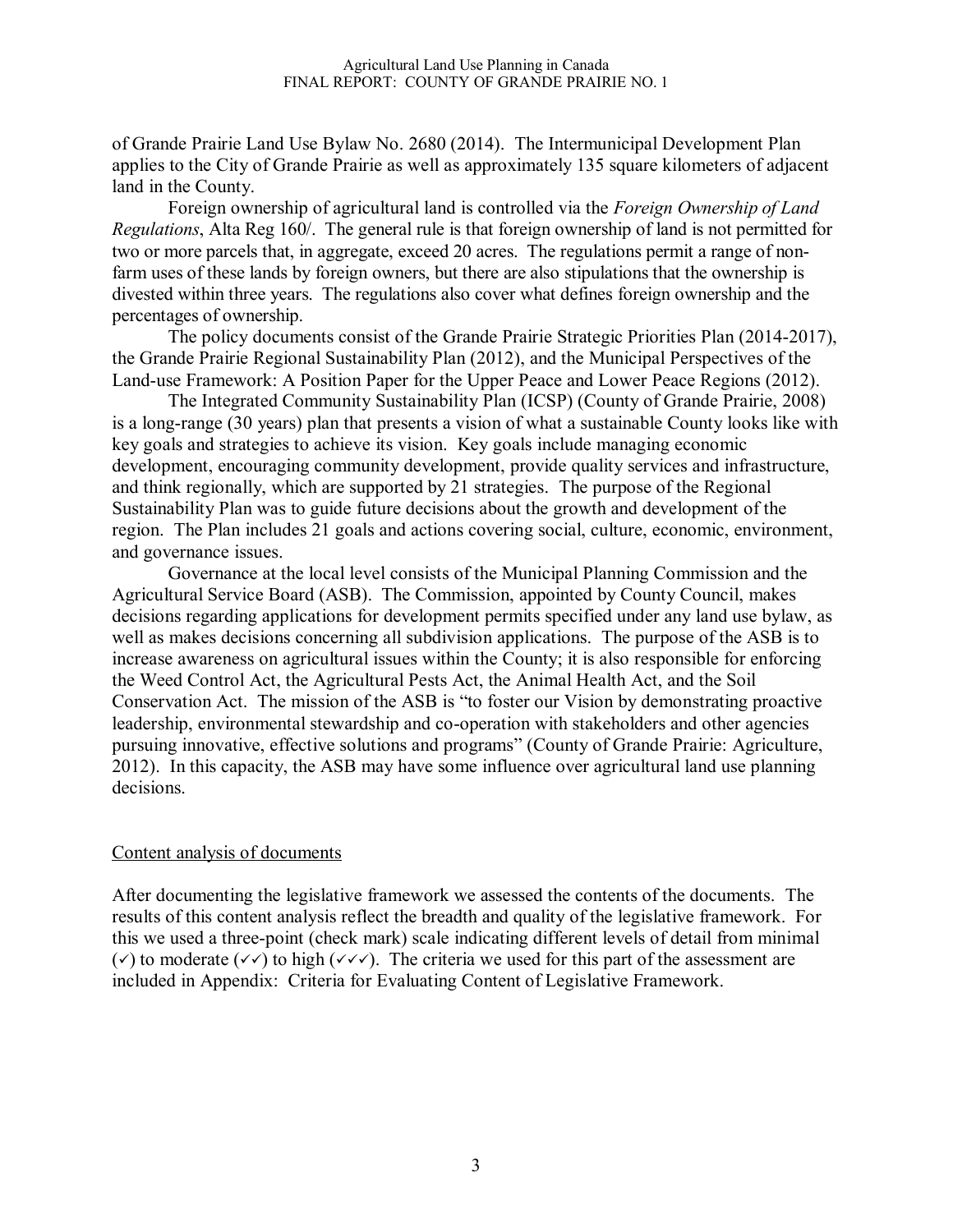of Grande Prairie Land Use Bylaw No. 2680 (2014). The Intermunicipal Development Plan applies to the City of Grande Prairie as well as approximately 135 square kilometers of adjacent land in the County.

Foreign ownership of agricultural land is controlled via the *Foreign Ownership of Land Regulations*, Alta Reg 160/. The general rule is that foreign ownership of land is not permitted for two or more parcels that, in aggregate, exceed 20 acres. The regulations permit a range of non-farm uses of these lands by foreign owners, but there are also stipulations that the ownership is divested within three years. The regulations also cover what defines foreign ownership and the percentages of ownership.

The policy documents consist of the Grande Prairie Strategic Priorities Plan (2014-2017), the Grande Prairie Regional Sustainability Plan (2012), and the Municipal Perspectives of the Land-use Framework: A Position Paper for the Upper Peace and Lower Peace Regions (2012).

The Integrated Community Sustainability Plan (ICSP) (County of Grande Prairie, 2008) is a long-range (30 years) plan that presents a vision of what a sustainable County looks like with key goals and strategies to achieve its vision. Key goals include managing economic development, encouraging community development, provide quality services and infrastructure, and think regionally, which are supported by 21 strategies. The purpose of the Regional Sustainability Plan was to guide future decisions about the growth and development of the region. The Plan includes 21 goals and actions covering social, culture, economic, environment, and governance issues.

Governance at the local level consists of the Municipal Planning Commission and the Agricultural Service Board (ASB). The Commission, appointed by County Council, makes decisions regarding applications for development permits specified under any land use bylaw, as well as makes decisions concerning all subdivision applications. The purpose of the ASB is to increase awareness on agricultural issues within the County; it is also responsible for enforcing the Weed Control Act, the Agricultural Pests Act, the Animal Health Act, and the Soil Conservation Act. The mission of the ASB is "to foster our Vision by demonstrating proactive leadership, environmental stewardship and co-operation with stakeholders and other agencies pursuing innovative, effective solutions and programs" (County of Grande Prairie: Agriculture, 2012). In this capacity, the ASB may have some influence over agricultural land use planning decisions.

<u>Content analysis of documents</u>

After documenting the legislative framework we assessed the contents of the documents. The results of this content analysis reflect the breadth and quality of the legislative framework. For this we used a three-point (check mark) scale indicating different levels of detail from minimal (✓) to moderate (✓✓) to high (✓✓✓). The criteria we used for this part of the assessment are included in Appendix: Criteria for Evaluating Content of Legislative Framework.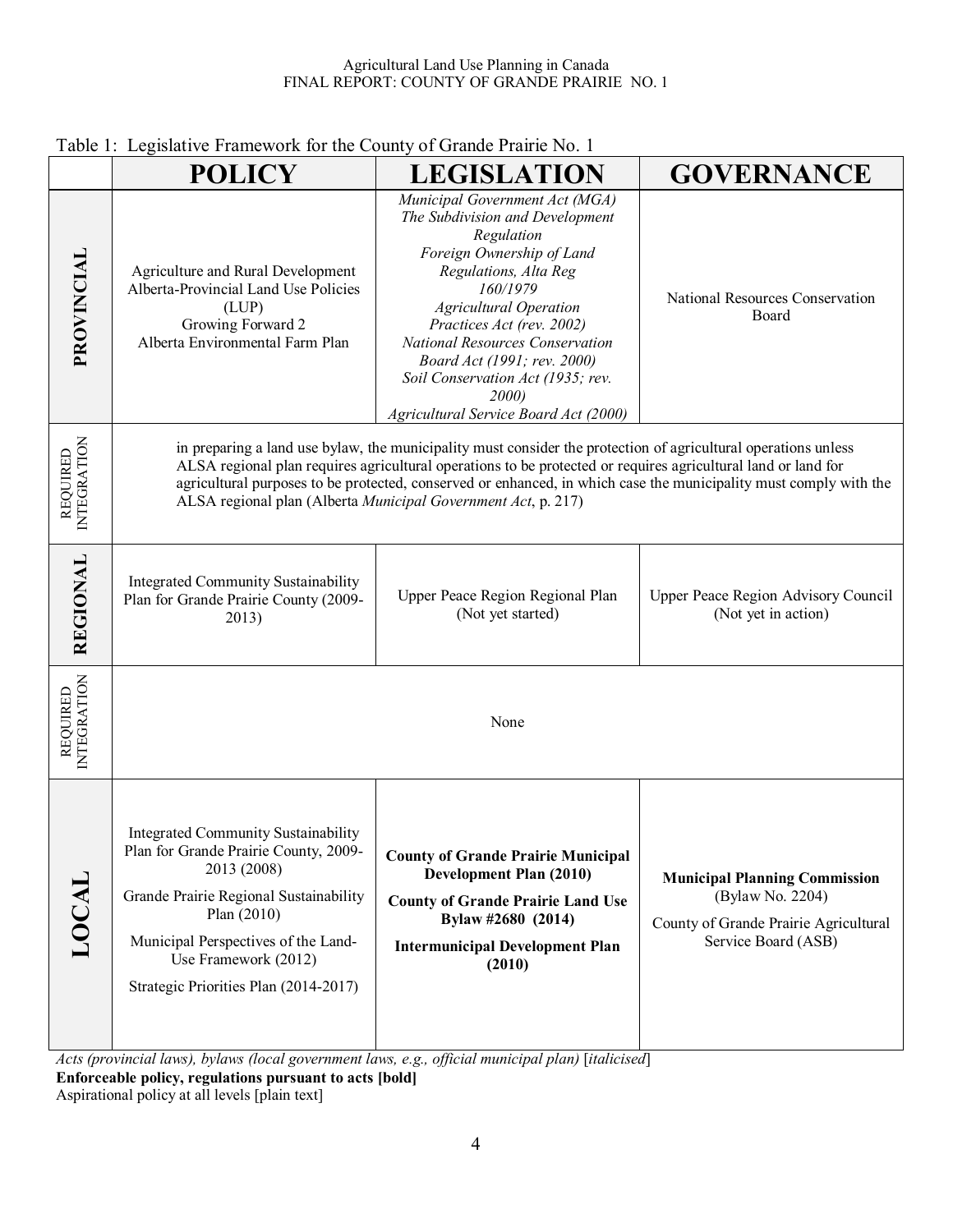Table 1: Legislative Framework for the County of Grande Prairie No. 1

| | POLICY | LEGISLATION | GOVERNANCE |
|---|---|---|---|
| **PROVINCIAL** | Agriculture and Rural Development<br>Alberta-Provincial Land Use Policies (LUP)<br>Growing Forward 2<br>Alberta Environmental Farm Plan | *Municipal Government Act (MGA)*<br>*The Subdivision and Development Regulation*<br>*Foreign Ownership of Land Regulations, Alta Reg 160/1979*<br>*Agricultural Operation Practices Act (rev. 2002)*<br>*National Resources Conservation Board Act (1991; rev. 2000)*<br>*Soil Conservation Act (1935; rev. 2000)*<br>*Agricultural Service Board Act (2000)* | National Resources Conservation Board |
| REQUIRED INTEGRATION | in preparing a land use bylaw, the municipality must consider the protection of agricultural operations unless ALSA regional plan requires agricultural operations to be protected or requires agricultural land or land for agricultural purposes to be protected, conserved or enhanced, in which case the municipality must comply with the ALSA regional plan (Alberta *Municipal Government Act*, p. 217) | | |
| **REGIONAL** | Integrated Community Sustainability Plan for Grande Prairie County (2009-2013) | Upper Peace Region Regional Plan (Not yet started) | Upper Peace Region Advisory Council (Not yet in action) |
| REQUIRED INTEGRATION | None | | |
| **LOCAL** | Integrated Community Sustainability Plan for Grande Prairie County, 2009-2013 (2008)<br>Grande Prairie Regional Sustainability Plan (2010)<br>Municipal Perspectives of the Land-Use Framework (2012)<br>Strategic Priorities Plan (2014-2017) | **County of Grande Prairie Municipal Development Plan (2010)**<br>**County of Grande Prairie Land Use Bylaw #2680 (2014)**<br>**Intermunicipal Development Plan (2010)** | **Municipal Planning Commission** (Bylaw No. 2204)<br>County of Grande Prairie Agricultural Service Board (ASB) |

*Acts (provincial laws), bylaws (local government laws, e.g., official municipal plan)* [*italicised*]
**Enforceable policy, regulations pursuant to acts [bold]**
Aspirational policy at all levels [plain text]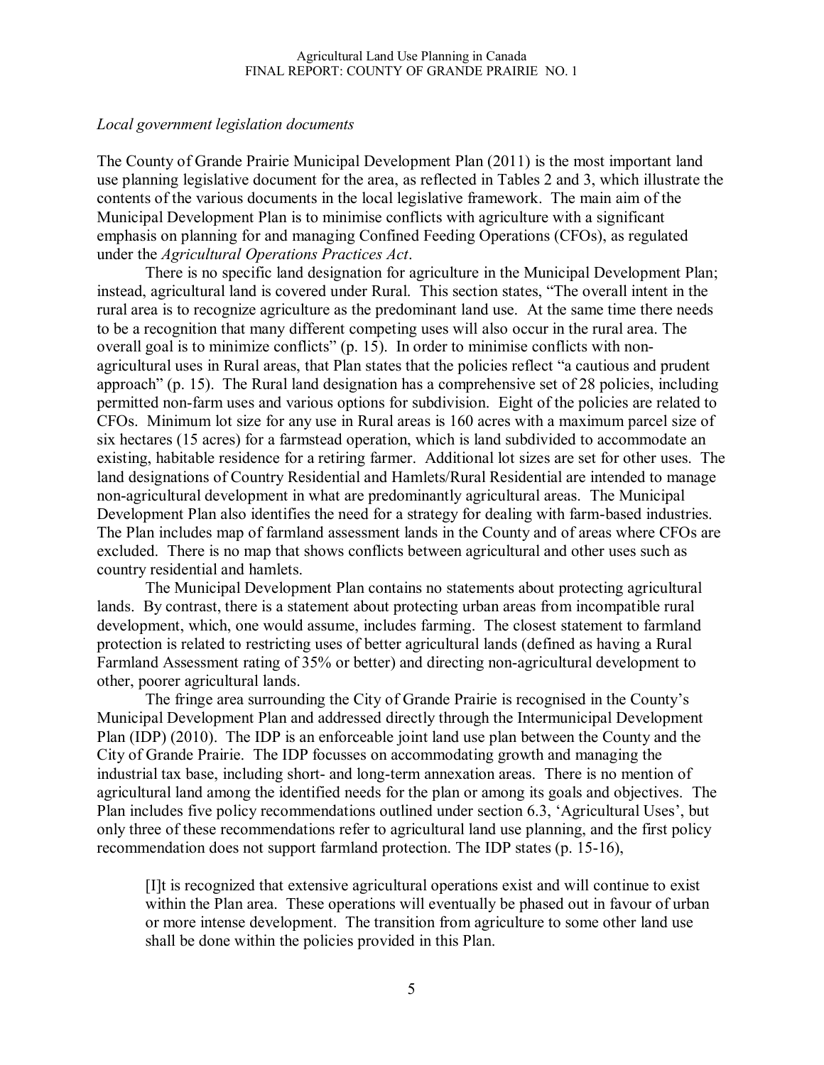*Local government legislation documents*

The County of Grande Prairie Municipal Development Plan (2011) is the most important land use planning legislative document for the area, as reflected in Tables 2 and 3, which illustrate the contents of the various documents in the local legislative framework. The main aim of the Municipal Development Plan is to minimise conflicts with agriculture with a significant emphasis on planning for and managing Confined Feeding Operations (CFOs), as regulated under the *Agricultural Operations Practices Act*.

There is no specific land designation for agriculture in the Municipal Development Plan; instead, agricultural land is covered under Rural. This section states, "The overall intent in the rural area is to recognize agriculture as the predominant land use. At the same time there needs to be a recognition that many different competing uses will also occur in the rural area. The overall goal is to minimize conflicts" (p. 15). In order to minimise conflicts with non-agricultural uses in Rural areas, that Plan states that the policies reflect "a cautious and prudent approach" (p. 15). The Rural land designation has a comprehensive set of 28 policies, including permitted non-farm uses and various options for subdivision. Eight of the policies are related to CFOs. Minimum lot size for any use in Rural areas is 160 acres with a maximum parcel size of six hectares (15 acres) for a farmstead operation, which is land subdivided to accommodate an existing, habitable residence for a retiring farmer. Additional lot sizes are set for other uses. The land designations of Country Residential and Hamlets/Rural Residential are intended to manage non-agricultural development in what are predominantly agricultural areas. The Municipal Development Plan also identifies the need for a strategy for dealing with farm-based industries. The Plan includes map of farmland assessment lands in the County and of areas where CFOs are excluded. There is no map that shows conflicts between agricultural and other uses such as country residential and hamlets.

The Municipal Development Plan contains no statements about protecting agricultural lands. By contrast, there is a statement about protecting urban areas from incompatible rural development, which, one would assume, includes farming. The closest statement to farmland protection is related to restricting uses of better agricultural lands (defined as having a Rural Farmland Assessment rating of 35% or better) and directing non-agricultural development to other, poorer agricultural lands.

The fringe area surrounding the City of Grande Prairie is recognised in the County's Municipal Development Plan and addressed directly through the Intermunicipal Development Plan (IDP) (2010). The IDP is an enforceable joint land use plan between the County and the City of Grande Prairie. The IDP focusses on accommodating growth and managing the industrial tax base, including short- and long-term annexation areas. There is no mention of agricultural land among the identified needs for the plan or among its goals and objectives. The Plan includes five policy recommendations outlined under section 6.3, 'Agricultural Uses', but only three of these recommendations refer to agricultural land use planning, and the first policy recommendation does not support farmland protection. The IDP states (p. 15-16),

> [I]t is recognized that extensive agricultural operations exist and will continue to exist within the Plan area. These operations will eventually be phased out in favour of urban or more intense development. The transition from agriculture to some other land use shall be done within the policies provided in this Plan.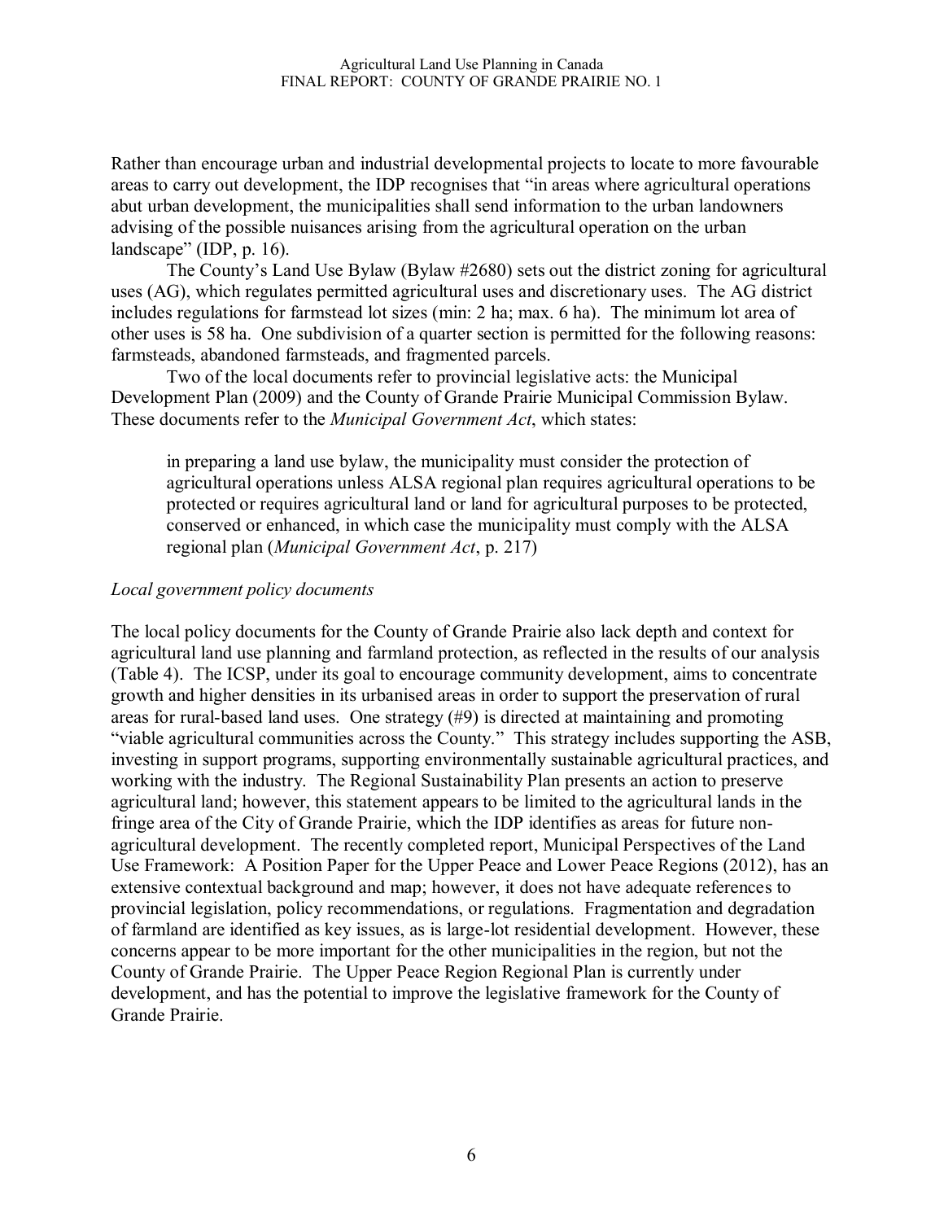Rather than encourage urban and industrial developmental projects to locate to more favourable areas to carry out development, the IDP recognises that "in areas where agricultural operations abut urban development, the municipalities shall send information to the urban landowners advising of the possible nuisances arising from the agricultural operation on the urban landscape" (IDP, p. 16).

The County's Land Use Bylaw (Bylaw #2680) sets out the district zoning for agricultural uses (AG), which regulates permitted agricultural uses and discretionary uses. The AG district includes regulations for farmstead lot sizes (min: 2 ha; max. 6 ha). The minimum lot area of other uses is 58 ha. One subdivision of a quarter section is permitted for the following reasons: farmsteads, abandoned farmsteads, and fragmented parcels.

Two of the local documents refer to provincial legislative acts: the Municipal Development Plan (2009) and the County of Grande Prairie Municipal Commission Bylaw. These documents refer to the *Municipal Government Act*, which states:

> in preparing a land use bylaw, the municipality must consider the protection of agricultural operations unless ALSA regional plan requires agricultural operations to be protected or requires agricultural land or land for agricultural purposes to be protected, conserved or enhanced, in which case the municipality must comply with the ALSA regional plan (*Municipal Government Act*, p. 217)

*Local government policy documents*

The local policy documents for the County of Grande Prairie also lack depth and context for agricultural land use planning and farmland protection, as reflected in the results of our analysis (Table 4). The ICSP, under its goal to encourage community development, aims to concentrate growth and higher densities in its urbanised areas in order to support the preservation of rural areas for rural-based land uses. One strategy (#9) is directed at maintaining and promoting "viable agricultural communities across the County." This strategy includes supporting the ASB, investing in support programs, supporting environmentally sustainable agricultural practices, and working with the industry. The Regional Sustainability Plan presents an action to preserve agricultural land; however, this statement appears to be limited to the agricultural lands in the fringe area of the City of Grande Prairie, which the IDP identifies as areas for future non-agricultural development. The recently completed report, Municipal Perspectives of the Land Use Framework: A Position Paper for the Upper Peace and Lower Peace Regions (2012), has an extensive contextual background and map; however, it does not have adequate references to provincial legislation, policy recommendations, or regulations. Fragmentation and degradation of farmland are identified as key issues, as is large-lot residential development. However, these concerns appear to be more important for the other municipalities in the region, but not the County of Grande Prairie. The Upper Peace Region Regional Plan is currently under development, and has the potential to improve the legislative framework for the County of Grande Prairie.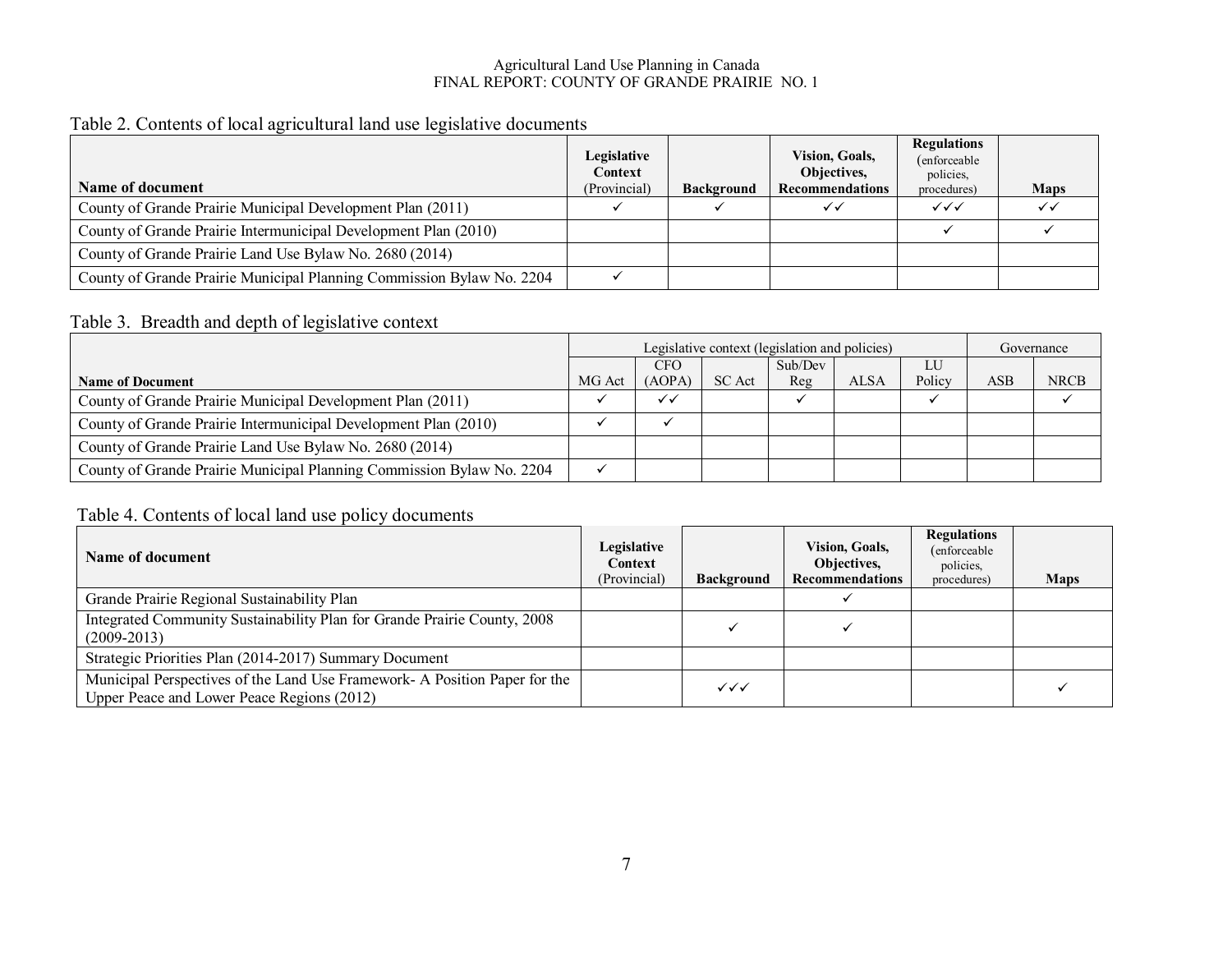Table 2. Contents of local agricultural land use legislative documents

| Name of document | Legislative Context (Provincial) | Background | Vision, Goals, Objectives, Recommendations | Regulations (enforceable policies, procedures) | Maps |
|---|---|---|---|---|---|
| County of Grande Prairie Municipal Development Plan (2011) | ✓ | ✓ | ✓✓ | ✓✓✓ | ✓✓ |
| County of Grande Prairie Intermunicipal Development Plan (2010) | | | | ✓ | ✓ |
| County of Grande Prairie Land Use Bylaw No. 2680 (2014) | | | | | |
| County of Grande Prairie Municipal Planning Commission Bylaw No. 2204 | ✓ | | | | |

Table 3. Breadth and depth of legislative context

| | Legislative context (legislation and policies) | | | | | | Governance | |
|---|---|---|---|---|---|---|---|---|
| Name of Document | MG Act | CFO (AOPA) | SC Act | Sub/Dev Reg | ALSA | LU Policy | ASB | NRCB |
| County of Grande Prairie Municipal Development Plan (2011) | ✓ | ✓✓ | | ✓ | | ✓ | | ✓ |
| County of Grande Prairie Intermunicipal Development Plan (2010) | ✓ | ✓ | | | | | | |
| County of Grande Prairie Land Use Bylaw No. 2680 (2014) | | | | | | | | |
| County of Grande Prairie Municipal Planning Commission Bylaw No. 2204 | ✓ | | | | | | | |

Table 4. Contents of local land use policy documents

| Name of document | Legislative Context (Provincial) | Background | Vision, Goals, Objectives, Recommendations | Regulations (enforceable policies, procedures) | Maps |
|---|---|---|---|---|---|
| Grande Prairie Regional Sustainability Plan | | | ✓ | | |
| Integrated Community Sustainability Plan for Grande Prairie County, 2008 (2009-2013) | | ✓ | ✓ | | |
| Strategic Priorities Plan (2014-2017) Summary Document | | | | | |
| Municipal Perspectives of the Land Use Framework- A Position Paper for the Upper Peace and Lower Peace Regions (2012) | | ✓✓✓ | | | ✓ |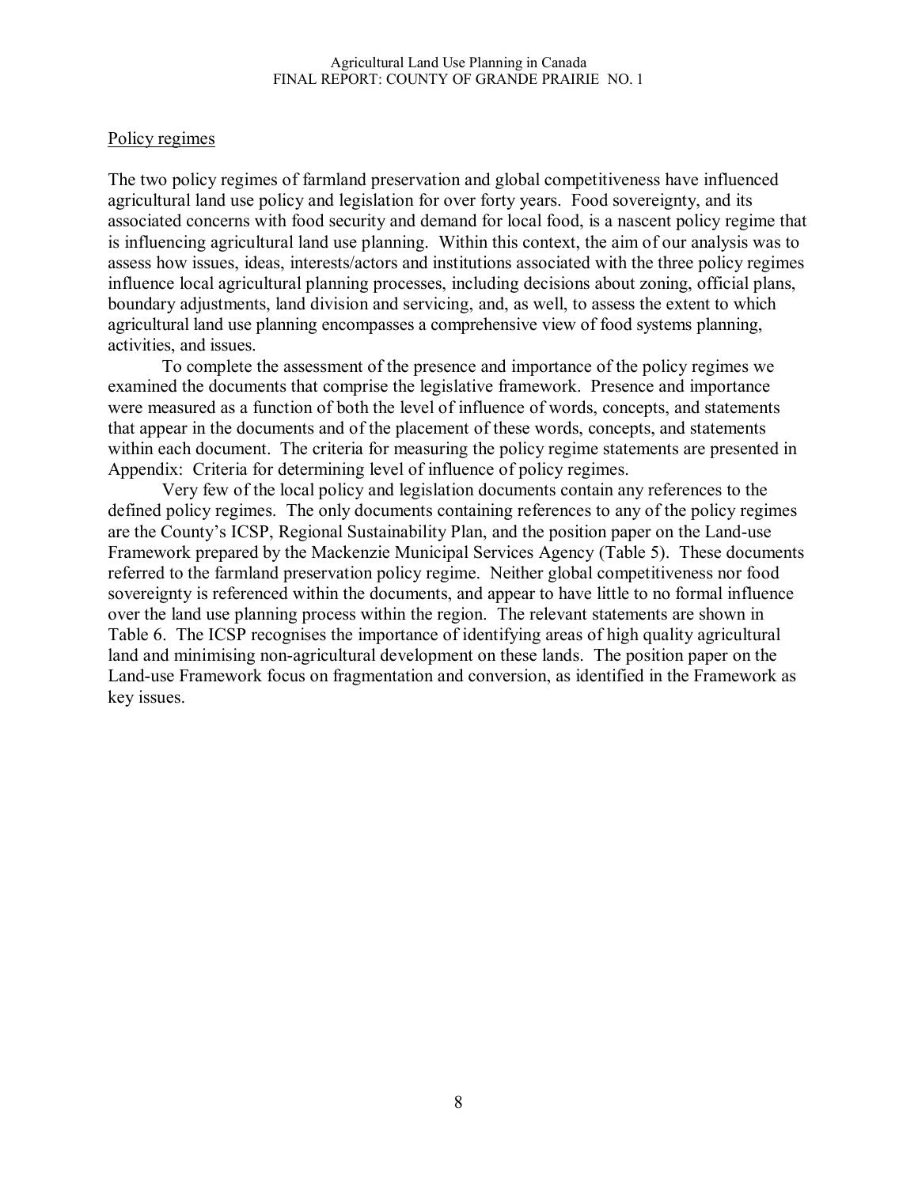## Policy regimes

The two policy regimes of farmland preservation and global competitiveness have influenced agricultural land use policy and legislation for over forty years. Food sovereignty, and its associated concerns with food security and demand for local food, is a nascent policy regime that is influencing agricultural land use planning. Within this context, the aim of our analysis was to assess how issues, ideas, interests/actors and institutions associated with the three policy regimes influence local agricultural planning processes, including decisions about zoning, official plans, boundary adjustments, land division and servicing, and, as well, to assess the extent to which agricultural land use planning encompasses a comprehensive view of food systems planning, activities, and issues.

To complete the assessment of the presence and importance of the policy regimes we examined the documents that comprise the legislative framework. Presence and importance were measured as a function of both the level of influence of words, concepts, and statements that appear in the documents and of the placement of these words, concepts, and statements within each document. The criteria for measuring the policy regime statements are presented in Appendix: Criteria for determining level of influence of policy regimes.

Very few of the local policy and legislation documents contain any references to the defined policy regimes. The only documents containing references to any of the policy regimes are the County's ICSP, Regional Sustainability Plan, and the position paper on the Land-use Framework prepared by the Mackenzie Municipal Services Agency (Table 5). These documents referred to the farmland preservation policy regime. Neither global competitiveness nor food sovereignty is referenced within the documents, and appear to have little to no formal influence over the land use planning process within the region. The relevant statements are shown in Table 6. The ICSP recognises the importance of identifying areas of high quality agricultural land and minimising non-agricultural development on these lands. The position paper on the Land-use Framework focus on fragmentation and conversion, as identified in the Framework as key issues.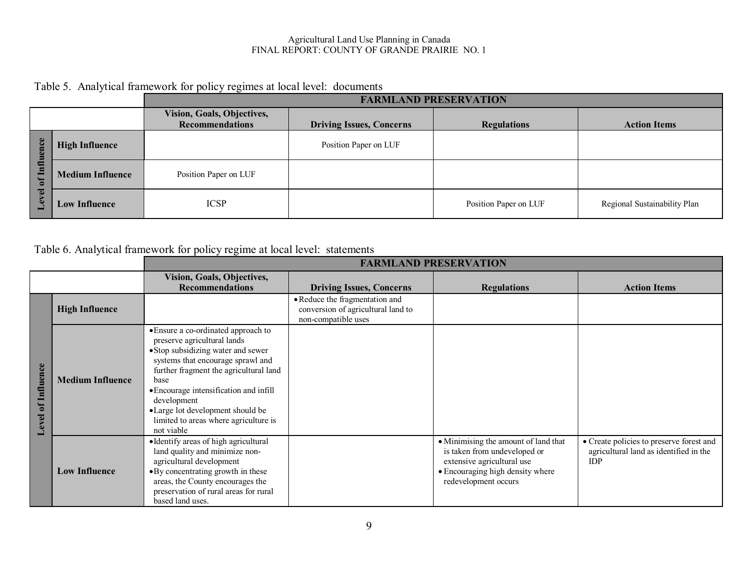Table 5. Analytical framework for policy regimes at local level: documents

| | | FARMLAND PRESERVATION | | | |
|---|---|---|---|---|---|
| | | Vision, Goals, Objectives, Recommendations | Driving Issues, Concerns | Regulations | Action Items |
| Level of Influence | High Influence | | Position Paper on LUF | | |
| | Medium Influence | Position Paper on LUF | | | |
| | Low Influence | ICSP | | Position Paper on LUF | Regional Sustainability Plan |

Table 6. Analytical framework for policy regime at local level: statements

| | | FARMLAND PRESERVATION | | | |
|---|---|---|---|---|---|
| | | Vision, Goals, Objectives, Recommendations | Driving Issues, Concerns | Regulations | Action Items |
| Level of Influence | High Influence | | • Reduce the fragmentation and conversion of agricultural land to non-compatible uses | | |
| | Medium Influence | • Ensure a co-ordinated approach to preserve agricultural lands<br>• Stop subsidizing water and sewer systems that encourage sprawl and further fragment the agricultural land base<br>• Encourage intensification and infill development<br>• Large lot development should be limited to areas where agriculture is not viable | | | |
| | Low Influence | • Identify areas of high agricultural land quality and minimize non-agricultural development<br>• By concentrating growth in these areas, the County encourages the preservation of rural areas for rural based land uses. | | • Minimising the amount of land that is taken from undeveloped or extensive agricultural use<br>• Encouraging high density where redevelopment occurs | • Create policies to preserve forest and agricultural land as identified in the IDP |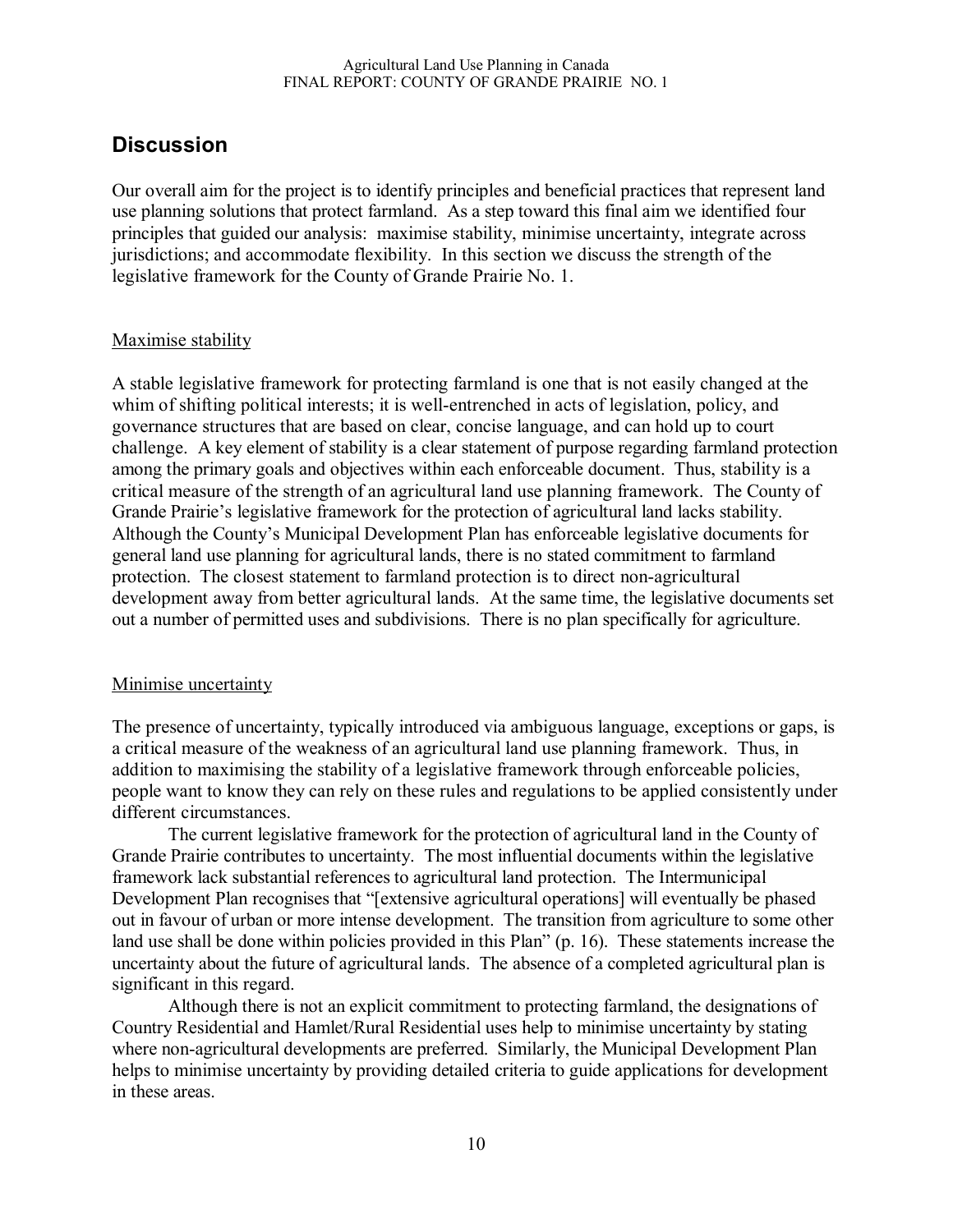## Discussion

Our overall aim for the project is to identify principles and beneficial practices that represent land use planning solutions that protect farmland. As a step toward this final aim we identified four principles that guided our analysis: maximise stability, minimise uncertainty, integrate across jurisdictions; and accommodate flexibility. In this section we discuss the strength of the legislative framework for the County of Grande Prairie No. 1.

### Maximise stability

A stable legislative framework for protecting farmland is one that is not easily changed at the whim of shifting political interests; it is well-entrenched in acts of legislation, policy, and governance structures that are based on clear, concise language, and can hold up to court challenge. A key element of stability is a clear statement of purpose regarding farmland protection among the primary goals and objectives within each enforceable document. Thus, stability is a critical measure of the strength of an agricultural land use planning framework. The County of Grande Prairie's legislative framework for the protection of agricultural land lacks stability. Although the County's Municipal Development Plan has enforceable legislative documents for general land use planning for agricultural lands, there is no stated commitment to farmland protection. The closest statement to farmland protection is to direct non-agricultural development away from better agricultural lands. At the same time, the legislative documents set out a number of permitted uses and subdivisions. There is no plan specifically for agriculture.

### Minimise uncertainty

The presence of uncertainty, typically introduced via ambiguous language, exceptions or gaps, is a critical measure of the weakness of an agricultural land use planning framework. Thus, in addition to maximising the stability of a legislative framework through enforceable policies, people want to know they can rely on these rules and regulations to be applied consistently under different circumstances.

The current legislative framework for the protection of agricultural land in the County of Grande Prairie contributes to uncertainty. The most influential documents within the legislative framework lack substantial references to agricultural land protection. The Intermunicipal Development Plan recognises that "[extensive agricultural operations] will eventually be phased out in favour of urban or more intense development. The transition from agriculture to some other land use shall be done within policies provided in this Plan" (p. 16). These statements increase the uncertainty about the future of agricultural lands. The absence of a completed agricultural plan is significant in this regard.

Although there is not an explicit commitment to protecting farmland, the designations of Country Residential and Hamlet/Rural Residential uses help to minimise uncertainty by stating where non-agricultural developments are preferred. Similarly, the Municipal Development Plan helps to minimise uncertainty by providing detailed criteria to guide applications for development in these areas.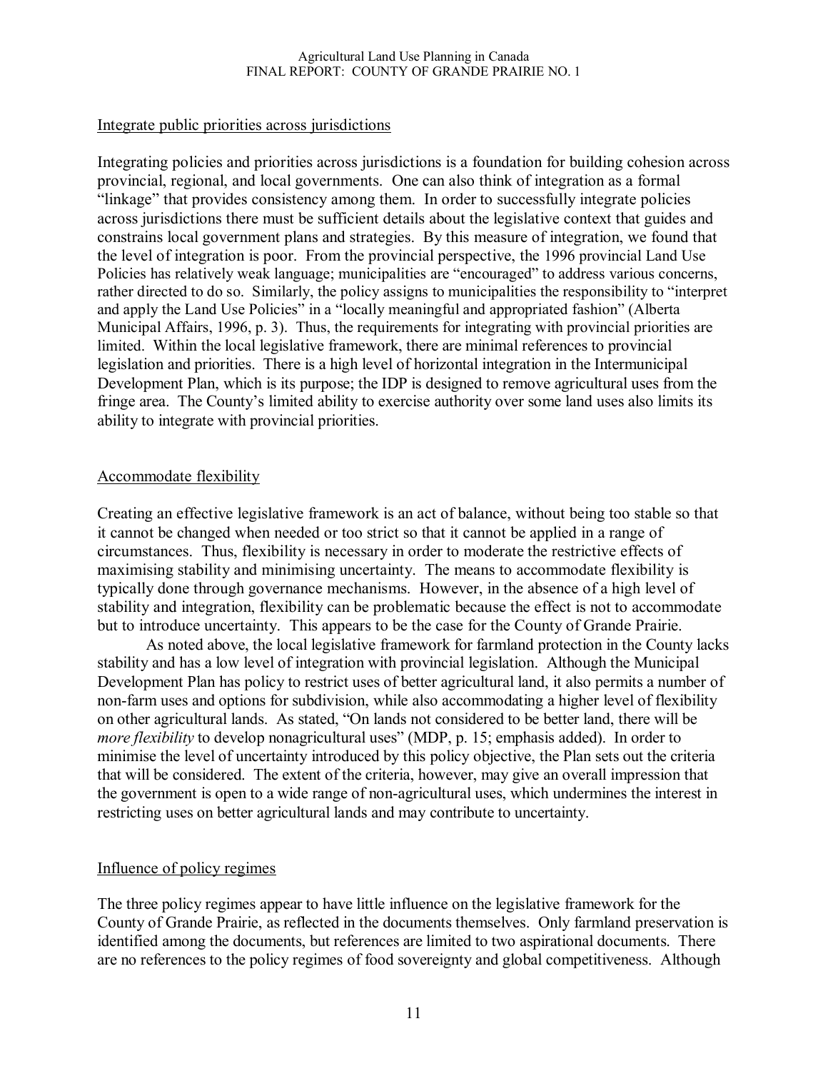Integrate public priorities across jurisdictions

Integrating policies and priorities across jurisdictions is a foundation for building cohesion across provincial, regional, and local governments. One can also think of integration as a formal "linkage" that provides consistency among them. In order to successfully integrate policies across jurisdictions there must be sufficient details about the legislative context that guides and constrains local government plans and strategies. By this measure of integration, we found that the level of integration is poor. From the provincial perspective, the 1996 provincial Land Use Policies has relatively weak language; municipalities are "encouraged" to address various concerns, rather directed to do so. Similarly, the policy assigns to municipalities the responsibility to "interpret and apply the Land Use Policies" in a "locally meaningful and appropriated fashion" (Alberta Municipal Affairs, 1996, p. 3). Thus, the requirements for integrating with provincial priorities are limited. Within the local legislative framework, there are minimal references to provincial legislation and priorities. There is a high level of horizontal integration in the Intermunicipal Development Plan, which is its purpose; the IDP is designed to remove agricultural uses from the fringe area. The County's limited ability to exercise authority over some land uses also limits its ability to integrate with provincial priorities.

Accommodate flexibility

Creating an effective legislative framework is an act of balance, without being too stable so that it cannot be changed when needed or too strict so that it cannot be applied in a range of circumstances. Thus, flexibility is necessary in order to moderate the restrictive effects of maximising stability and minimising uncertainty. The means to accommodate flexibility is typically done through governance mechanisms. However, in the absence of a high level of stability and integration, flexibility can be problematic because the effect is not to accommodate but to introduce uncertainty. This appears to be the case for the County of Grande Prairie.

As noted above, the local legislative framework for farmland protection in the County lacks stability and has a low level of integration with provincial legislation. Although the Municipal Development Plan has policy to restrict uses of better agricultural land, it also permits a number of non-farm uses and options for subdivision, while also accommodating a higher level of flexibility on other agricultural lands. As stated, "On lands not considered to be better land, there will be *more flexibility* to develop nonagricultural uses" (MDP, p. 15; emphasis added). In order to minimise the level of uncertainty introduced by this policy objective, the Plan sets out the criteria that will be considered. The extent of the criteria, however, may give an overall impression that the government is open to a wide range of non-agricultural uses, which undermines the interest in restricting uses on better agricultural lands and may contribute to uncertainty.

Influence of policy regimes

The three policy regimes appear to have little influence on the legislative framework for the County of Grande Prairie, as reflected in the documents themselves. Only farmland preservation is identified among the documents, but references are limited to two aspirational documents. There are no references to the policy regimes of food sovereignty and global competitiveness. Although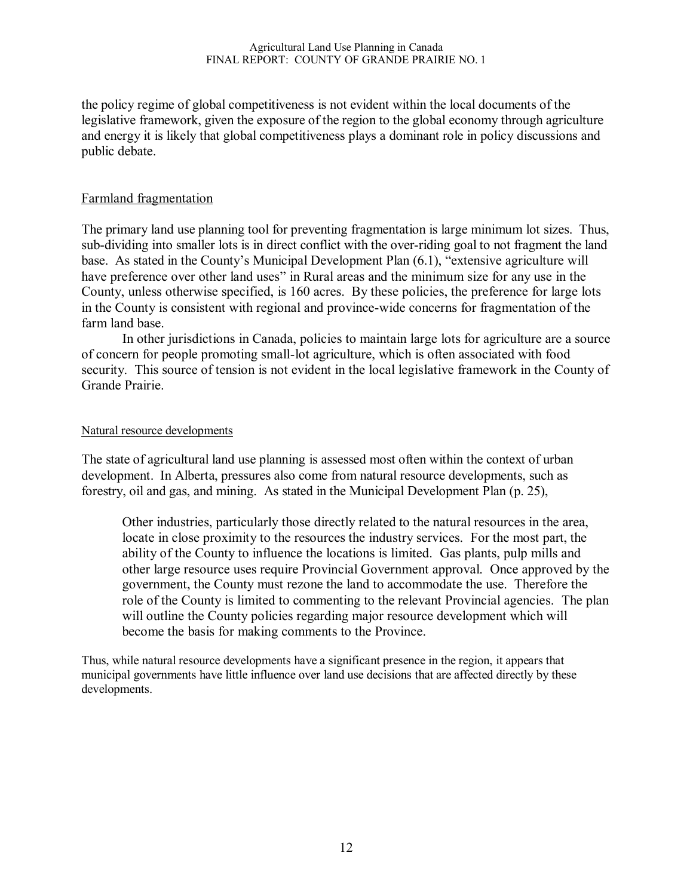the policy regime of global competitiveness is not evident within the local documents of the legislative framework, given the exposure of the region to the global economy through agriculture and energy it is likely that global competitiveness plays a dominant role in policy discussions and public debate.

## Farmland fragmentation

The primary land use planning tool for preventing fragmentation is large minimum lot sizes. Thus, sub-dividing into smaller lots is in direct conflict with the over-riding goal to not fragment the land base. As stated in the County's Municipal Development Plan (6.1), "extensive agriculture will have preference over other land uses" in Rural areas and the minimum size for any use in the County, unless otherwise specified, is 160 acres. By these policies, the preference for large lots in the County is consistent with regional and province-wide concerns for fragmentation of the farm land base.

In other jurisdictions in Canada, policies to maintain large lots for agriculture are a source of concern for people promoting small-lot agriculture, which is often associated with food security. This source of tension is not evident in the local legislative framework in the County of Grande Prairie.

### Natural resource developments

The state of agricultural land use planning is assessed most often within the context of urban development. In Alberta, pressures also come from natural resource developments, such as forestry, oil and gas, and mining. As stated in the Municipal Development Plan (p. 25),

> Other industries, particularly those directly related to the natural resources in the area, locate in close proximity to the resources the industry services. For the most part, the ability of the County to influence the locations is limited. Gas plants, pulp mills and other large resource uses require Provincial Government approval. Once approved by the government, the County must rezone the land to accommodate the use. Therefore the role of the County is limited to commenting to the relevant Provincial agencies. The plan will outline the County policies regarding major resource development which will become the basis for making comments to the Province.

Thus, while natural resource developments have a significant presence in the region, it appears that municipal governments have little influence over land use decisions that are affected directly by these developments.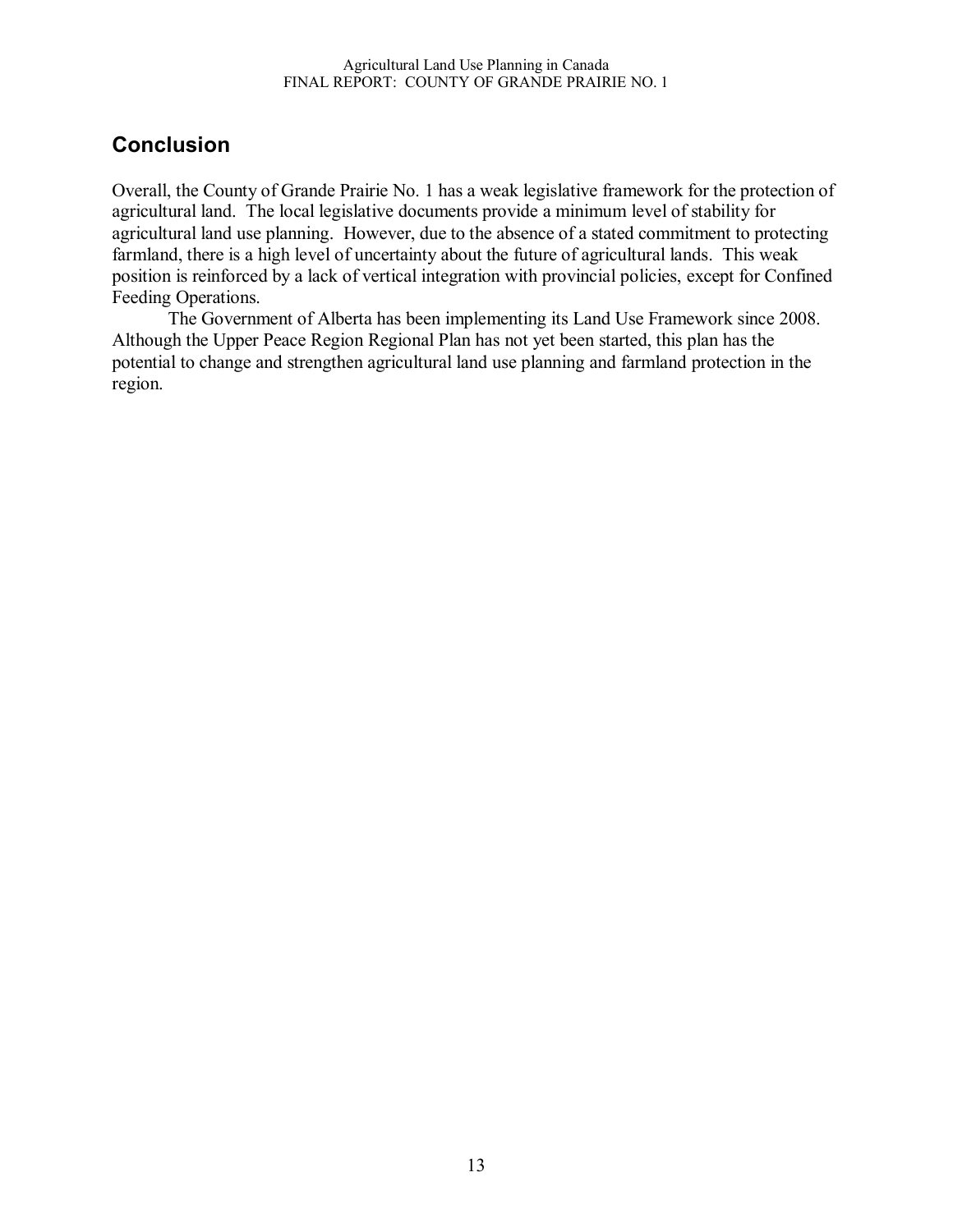## Conclusion

Overall, the County of Grande Prairie No. 1 has a weak legislative framework for the protection of agricultural land. The local legislative documents provide a minimum level of stability for agricultural land use planning. However, due to the absence of a stated commitment to protecting farmland, there is a high level of uncertainty about the future of agricultural lands. This weak position is reinforced by a lack of vertical integration with provincial policies, except for Confined Feeding Operations.

The Government of Alberta has been implementing its Land Use Framework since 2008. Although the Upper Peace Region Regional Plan has not yet been started, this plan has the potential to change and strengthen agricultural land use planning and farmland protection in the region.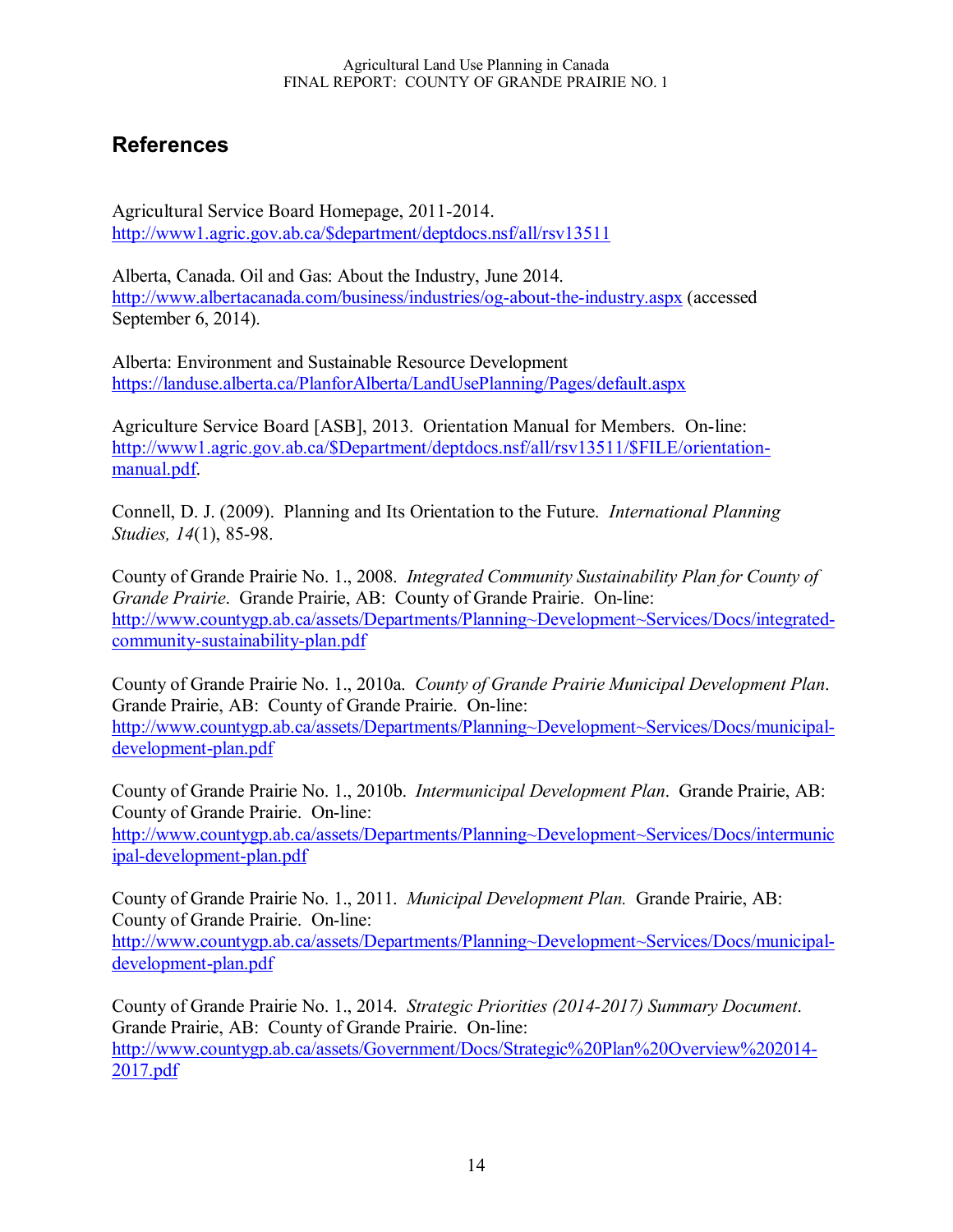## References

Agricultural Service Board Homepage, 2011-2014.
http://www1.agric.gov.ab.ca/$department/deptdocs.nsf/all/rsv13511

Alberta, Canada. Oil and Gas: About the Industry, June 2014.
http://www.albertacanada.com/business/industries/og-about-the-industry.aspx (accessed September 6, 2014).

Alberta: Environment and Sustainable Resource Development
https://landuse.alberta.ca/PlanforAlberta/LandUsePlanning/Pages/default.aspx

Agriculture Service Board [ASB], 2013. Orientation Manual for Members. On-line:
http://www1.agric.gov.ab.ca/$Department/deptdocs.nsf/all/rsv13511/$FILE/orientation-manual.pdf.

Connell, D. J. (2009). Planning and Its Orientation to the Future. *International Planning Studies, 14*(1), 85-98.

County of Grande Prairie No. 1., 2008. *Integrated Community Sustainability Plan for County of Grande Prairie*. Grande Prairie, AB: County of Grande Prairie. On-line:
http://www.countygp.ab.ca/assets/Departments/Planning~Development~Services/Docs/integrated-community-sustainability-plan.pdf

County of Grande Prairie No. 1., 2010a. *County of Grande Prairie Municipal Development Plan*. Grande Prairie, AB: County of Grande Prairie. On-line:
http://www.countygp.ab.ca/assets/Departments/Planning~Development~Services/Docs/municipal-development-plan.pdf

County of Grande Prairie No. 1., 2010b. *Intermunicipal Development Plan*. Grande Prairie, AB: County of Grande Prairie. On-line:
http://www.countygp.ab.ca/assets/Departments/Planning~Development~Services/Docs/intermunicipal-development-plan.pdf

County of Grande Prairie No. 1., 2011. *Municipal Development Plan.* Grande Prairie, AB: County of Grande Prairie. On-line:
http://www.countygp.ab.ca/assets/Departments/Planning~Development~Services/Docs/municipal-development-plan.pdf

County of Grande Prairie No. 1., 2014. *Strategic Priorities (2014-2017) Summary Document*. Grande Prairie, AB: County of Grande Prairie. On-line:
http://www.countygp.ab.ca/assets/Government/Docs/Strategic%20Plan%20Overview%202014-2017.pdf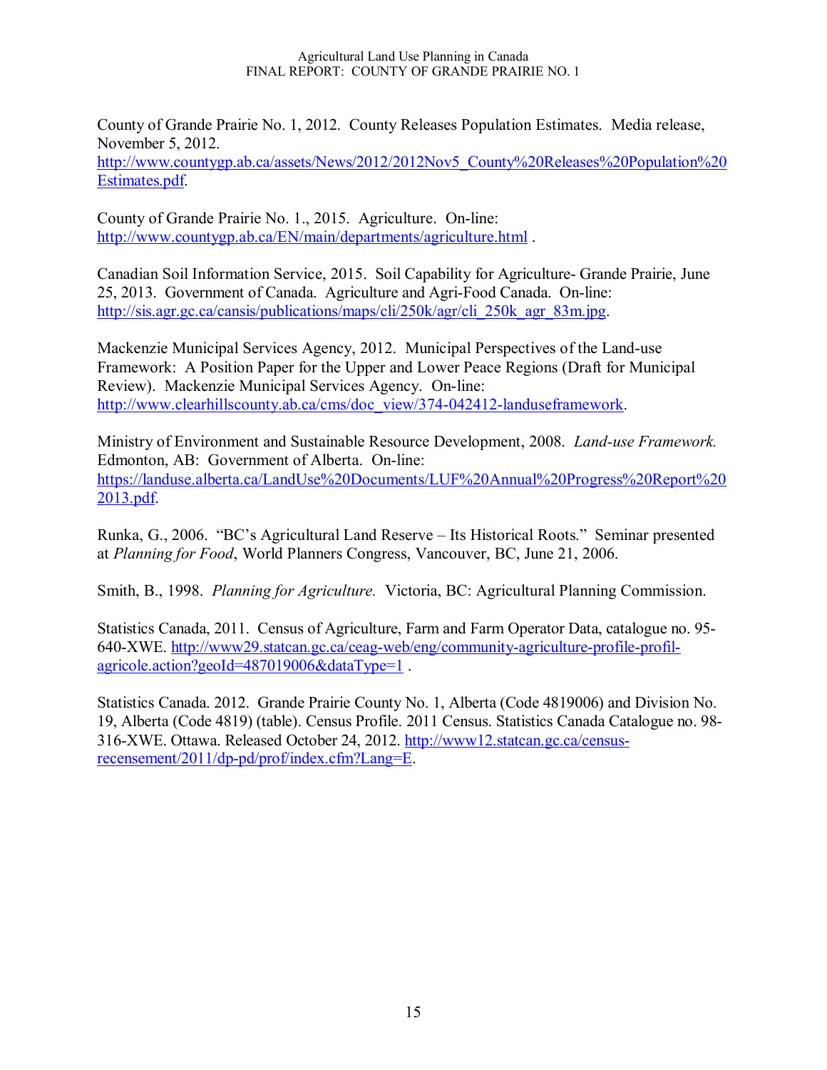County of Grande Prairie No. 1, 2012. County Releases Population Estimates. Media release, November 5, 2012. http://www.countygp.ab.ca/assets/News/2012/2012Nov5_County%20Releases%20Population%20Estimates.pdf.

County of Grande Prairie No. 1., 2015. Agriculture. On-line: http://www.countygp.ab.ca/EN/main/departments/agriculture.html .

Canadian Soil Information Service, 2015. Soil Capability for Agriculture- Grande Prairie, June 25, 2013. Government of Canada. Agriculture and Agri-Food Canada. On-line: http://sis.agr.gc.ca/cansis/publications/maps/cli/250k/agr/cli_250k_agr_83m.jpg.

Mackenzie Municipal Services Agency, 2012. Municipal Perspectives of the Land-use Framework: A Position Paper for the Upper and Lower Peace Regions (Draft for Municipal Review). Mackenzie Municipal Services Agency. On-line: http://www.clearhillscounty.ab.ca/cms/doc_view/374-042412-landuseframework.

Ministry of Environment and Sustainable Resource Development, 2008. *Land-use Framework.* Edmonton, AB: Government of Alberta. On-line: https://landuse.alberta.ca/LandUse%20Documents/LUF%20Annual%20Progress%20Report%202013.pdf.

Runka, G., 2006. "BC's Agricultural Land Reserve – Its Historical Roots." Seminar presented at *Planning for Food*, World Planners Congress, Vancouver, BC, June 21, 2006.

Smith, B., 1998. *Planning for Agriculture.* Victoria, BC: Agricultural Planning Commission.

Statistics Canada, 2011. Census of Agriculture, Farm and Farm Operator Data, catalogue no. 95-640-XWE. http://www29.statcan.gc.ca/ceag-web/eng/community-agriculture-profile-profil-agricole.action?geoId=487019006&dataType=1 .

Statistics Canada. 2012. Grande Prairie County No. 1, Alberta (Code 4819006) and Division No. 19, Alberta (Code 4819) (table). Census Profile. 2011 Census. Statistics Canada Catalogue no. 98-316-XWE. Ottawa. Released October 24, 2012. http://www12.statcan.gc.ca/census-recensement/2011/dp-pd/prof/index.cfm?Lang=E.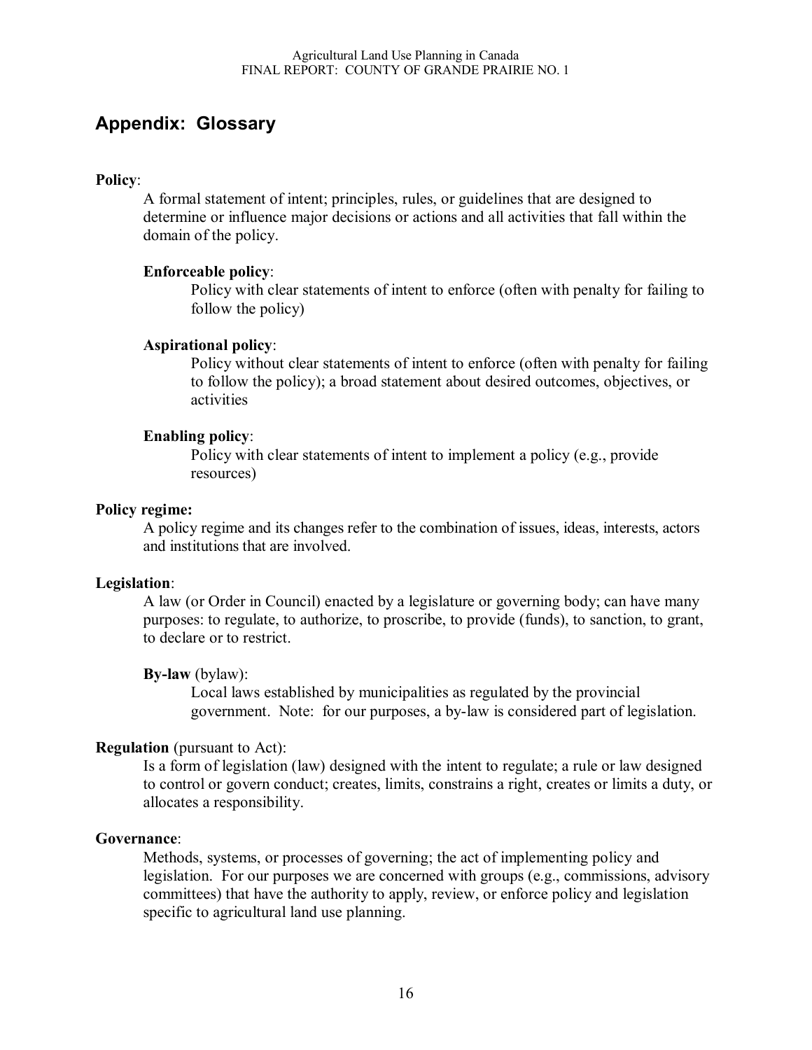## Appendix: Glossary

**Policy**:

A formal statement of intent; principles, rules, or guidelines that are designed to determine or influence major decisions or actions and all activities that fall within the domain of the policy.

**Enforceable policy**:

Policy with clear statements of intent to enforce (often with penalty for failing to follow the policy)

**Aspirational policy**:

Policy without clear statements of intent to enforce (often with penalty for failing to follow the policy); a broad statement about desired outcomes, objectives, or activities

**Enabling policy**:

Policy with clear statements of intent to implement a policy (e.g., provide resources)

**Policy regime:**

A policy regime and its changes refer to the combination of issues, ideas, interests, actors and institutions that are involved.

**Legislation**:

A law (or Order in Council) enacted by a legislature or governing body; can have many purposes: to regulate, to authorize, to proscribe, to provide (funds), to sanction, to grant, to declare or to restrict.

**By-law** (bylaw):

Local laws established by municipalities as regulated by the provincial government. Note: for our purposes, a by-law is considered part of legislation.

**Regulation** (pursuant to Act):

Is a form of legislation (law) designed with the intent to regulate; a rule or law designed to control or govern conduct; creates, limits, constrains a right, creates or limits a duty, or allocates a responsibility.

**Governance**:

Methods, systems, or processes of governing; the act of implementing policy and legislation. For our purposes we are concerned with groups (e.g., commissions, advisory committees) that have the authority to apply, review, or enforce policy and legislation specific to agricultural land use planning.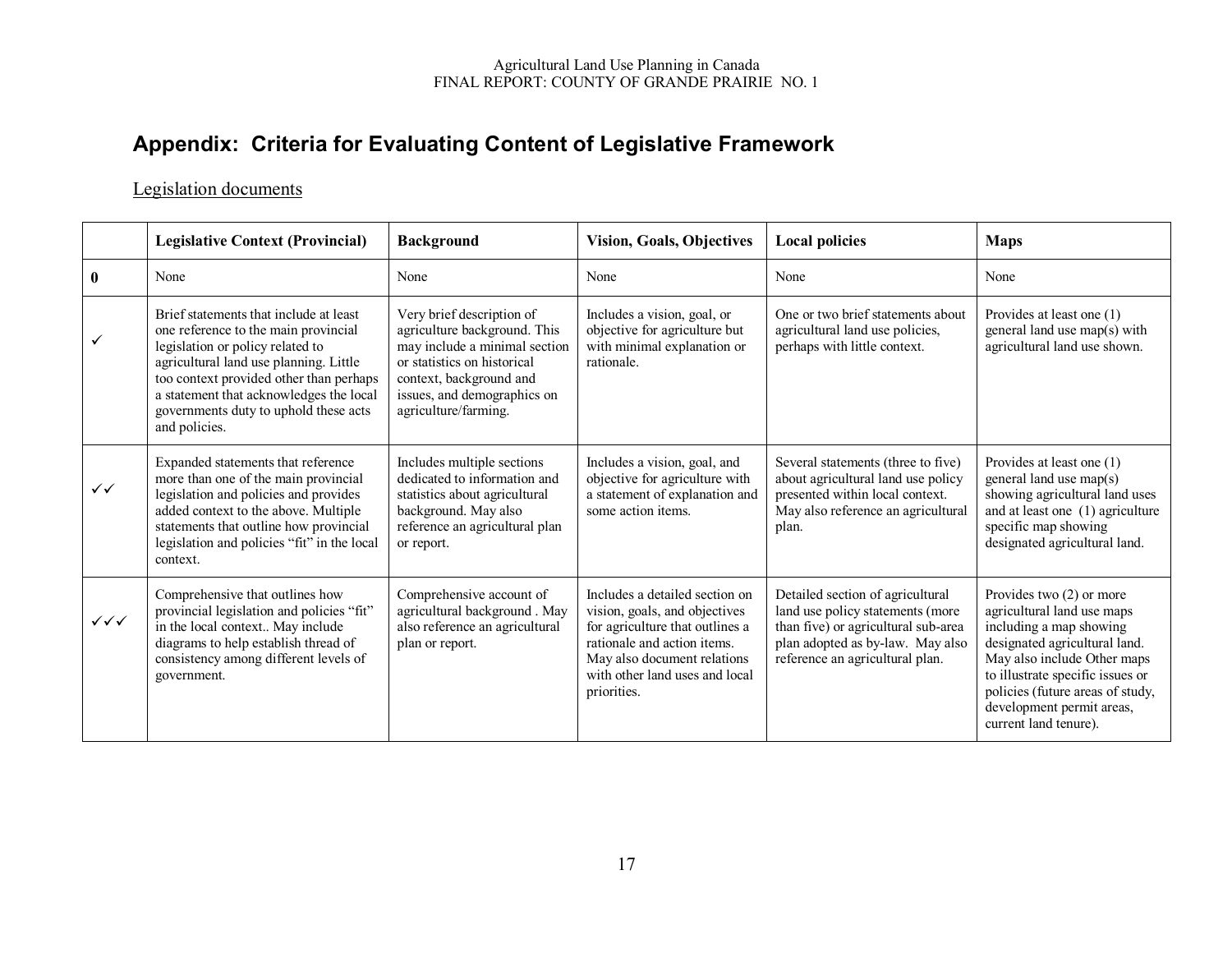## Appendix: Criteria for Evaluating Content of Legislative Framework

Legislation documents

| | Legislative Context (Provincial) | Background | Vision, Goals, Objectives | Local policies | Maps |
|---|---|---|---|---|---|
| 0 | None | None | None | None | None |
| ✓ | Brief statements that include at least one reference to the main provincial legislation or policy related to agricultural land use planning. Little too context provided other than perhaps a statement that acknowledges the local governments duty to uphold these acts and policies. | Very brief description of agriculture background. This may include a minimal section or statistics on historical context, background and issues, and demographics on agriculture/farming. | Includes a vision, goal, or objective for agriculture but with minimal explanation or rationale. | One or two brief statements about agricultural land use policies, perhaps with little context. | Provides at least one (1) general land use map(s) with agricultural land use shown. |
| ✓✓ | Expanded statements that reference more than one of the main provincial legislation and policies and provides added context to the above. Multiple statements that outline how provincial legislation and policies "fit" in the local context. | Includes multiple sections dedicated to information and statistics about agricultural background. May also reference an agricultural plan or report. | Includes a vision, goal, and objective for agriculture with a statement of explanation and some action items. | Several statements (three to five) about agricultural land use policy presented within local context. May also reference an agricultural plan. | Provides at least one (1) general land use map(s) showing agricultural land uses and at least one (1) agriculture specific map showing designated agricultural land. |
| ✓✓✓ | Comprehensive that outlines how provincial legislation and policies "fit" in the local context.. May include diagrams to help establish thread of consistency among different levels of government. | Comprehensive account of agricultural background . May also reference an agricultural plan or report. | Includes a detailed section on vision, goals, and objectives for agriculture that outlines a rationale and action items. May also document relations with other land uses and local priorities. | Detailed section of agricultural land use policy statements (more than five) or agricultural sub-area plan adopted as by-law. May also reference an agricultural plan. | Provides two (2) or more agricultural land use maps including a map showing designated agricultural land. May also include Other maps to illustrate specific issues or policies (future areas of study, development permit areas, current land tenure). |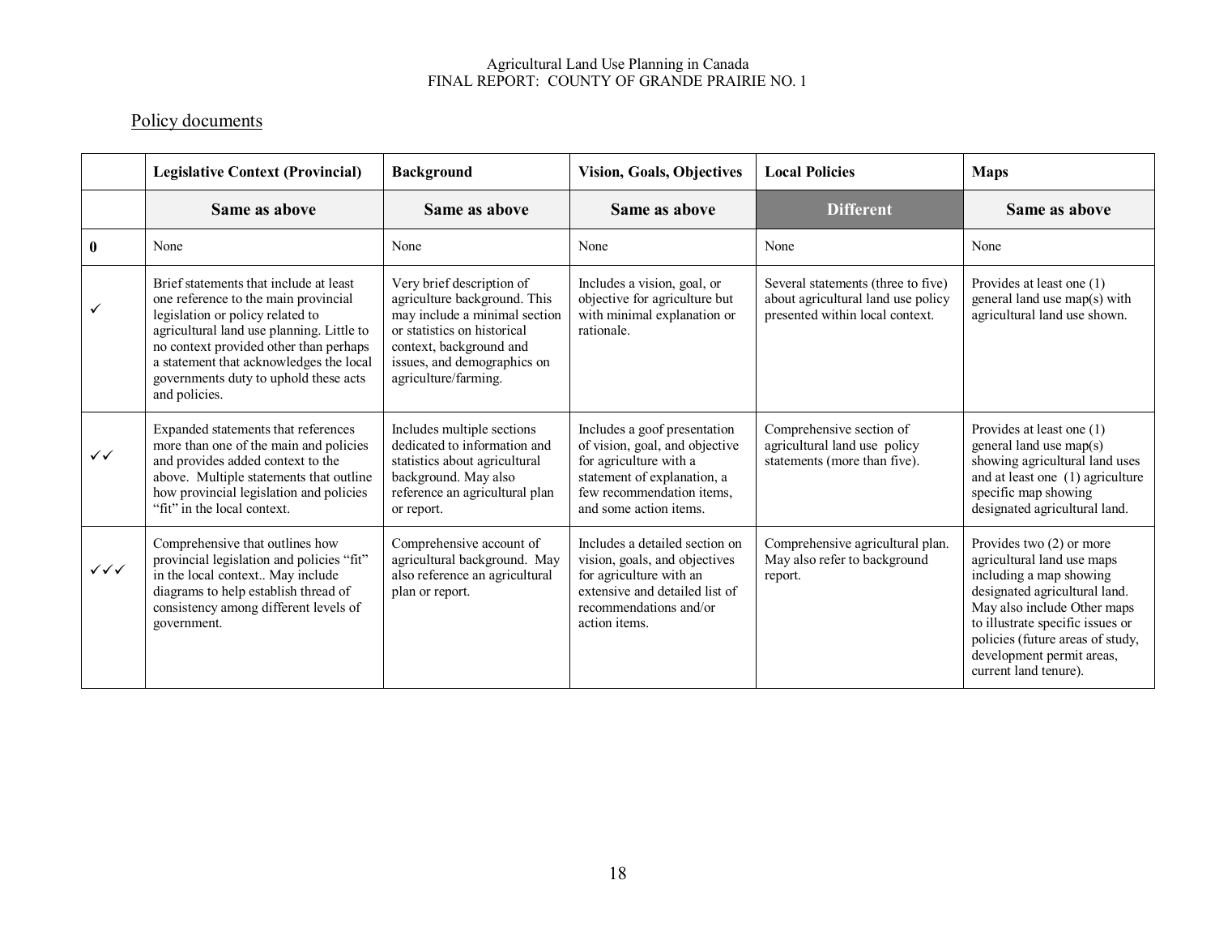Policy documents

| | Legislative Context (Provincial) | Background | Vision, Goals, Objectives | Local Policies | Maps |
|---|---|---|---|---|---|
| | **Same as above** | **Same as above** | **Same as above** | **Different** | **Same as above** |
| **0** | None | None | None | None | None |
| ✓ | Brief statements that include at least one reference to the main provincial legislation or policy related to agricultural land use planning. Little to no context provided other than perhaps a statement that acknowledges the local governments duty to uphold these acts and policies. | Very brief description of agriculture background. This may include a minimal section or statistics on historical context, background and issues, and demographics on agriculture/farming. | Includes a vision, goal, or objective for agriculture but with minimal explanation or rationale. | Several statements (three to five) about agricultural land use policy presented within local context. | Provides at least one (1) general land use map(s) with agricultural land use shown. |
| ✓✓ | Expanded statements that references more than one of the main and policies and provides added context to the above. Multiple statements that outline how provincial legislation and policies "fit" in the local context. | Includes multiple sections dedicated to information and statistics about agricultural background. May also reference an agricultural plan or report. | Includes a goof presentation of vision, goal, and objective for agriculture with a statement of explanation, a few recommendation items, and some action items. | Comprehensive section of agricultural land use policy statements (more than five). | Provides at least one (1) general land use map(s) showing agricultural land uses and at least one (1) agriculture specific map showing designated agricultural land. |
| ✓✓✓ | Comprehensive that outlines how provincial legislation and policies "fit" in the local context.. May include diagrams to help establish thread of consistency among different levels of government. | Comprehensive account of agricultural background. May also reference an agricultural plan or report. | Includes a detailed section on vision, goals, and objectives for agriculture with an extensive and detailed list of recommendations and/or action items. | Comprehensive agricultural plan. May also refer to background report. | Provides two (2) or more agricultural land use maps including a map showing designated agricultural land. May also include Other maps to illustrate specific issues or policies (future areas of study, development permit areas, current land tenure). |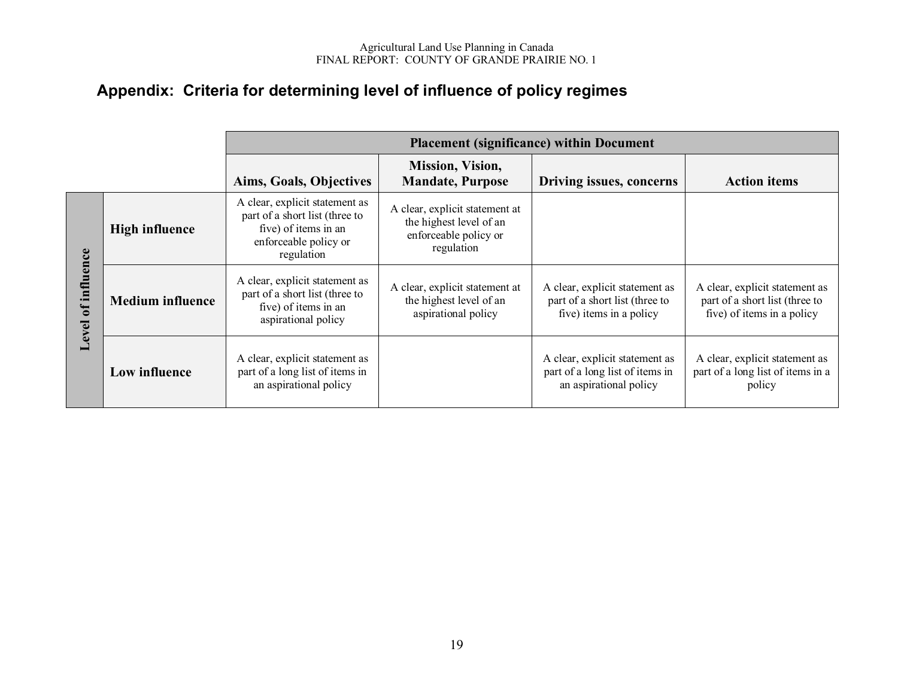## Appendix: Criteria for determining level of influence of policy regimes

| | | Placement (significance) within Document | | | |
|---|---|---|---|---|---|
| | | **Aims, Goals, Objectives** | **Mission, Vision, Mandate, Purpose** | **Driving issues, concerns** | **Action items** |
| **Level of influence** | **High influence** | A clear, explicit statement as part of a short list (three to five) of items in an enforceable policy or regulation | A clear, explicit statement at the highest level of an enforceable policy or regulation | | |
| | **Medium influence** | A clear, explicit statement as part of a short list (three to five) of items in an aspirational policy | A clear, explicit statement at the highest level of an aspirational policy | A clear, explicit statement as part of a short list (three to five) items in a policy | A clear, explicit statement as part of a short list (three to five) of items in a policy |
| | **Low influence** | A clear, explicit statement as part of a long list of items in an aspirational policy | | A clear, explicit statement as part of a long list of items in an aspirational policy | A clear, explicit statement as part of a long list of items in a policy |